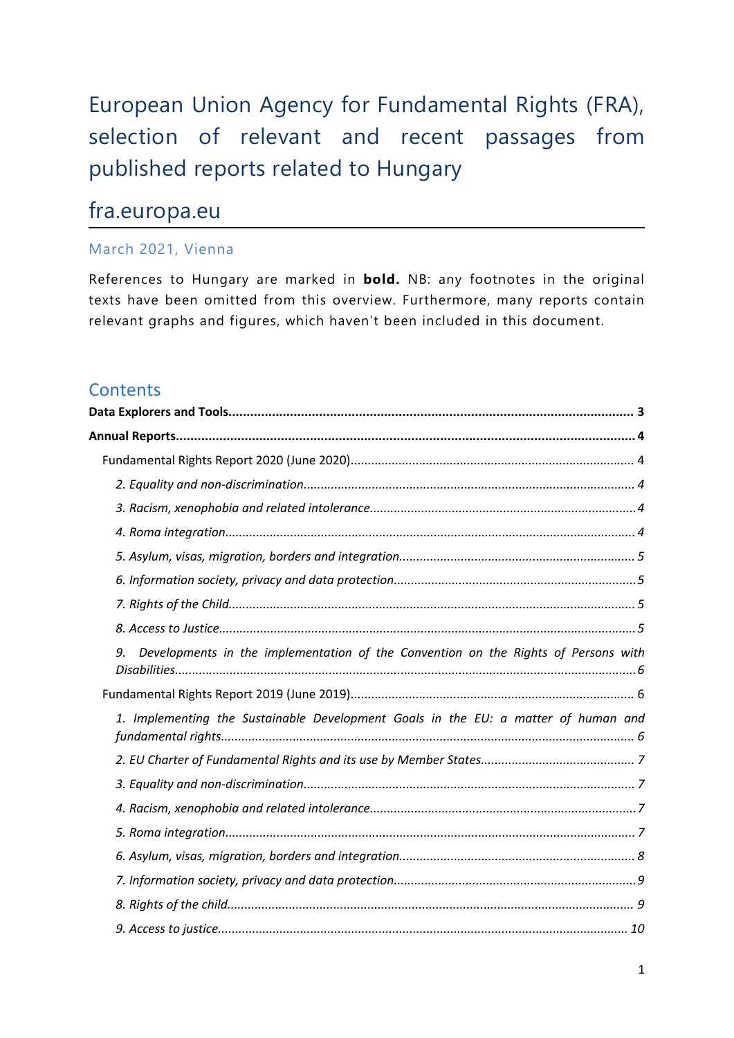# European Union Agency for Fundamental Rights (FRA), selection of relevant and recent passages from published reports related to Hungary

## fra.europa.eu

March 2021, Vienna

References to Hungary are marked in **bold.** NB: any footnotes in the original texts have been omitted from this overview. Furthermore, many reports contain relevant graphs and figures, which haven't been included in this document.

## Contents

**Data Explorers and Tools** ........ **3**

**Annual Reports** ........ **4**

- Fundamental Rights Report 2020 (June 2020) ........ 4
  - *2. Equality and non-discrimination* ........ *4*
  - *3. Racism, xenophobia and related intolerance* ........ *4*
  - *4. Roma integration* ........ *4*
  - *5. Asylum, visas, migration, borders and integration* ........ *5*
  - *6. Information society, privacy and data protection* ........ *5*
  - *7. Rights of the Child* ........ *5*
  - *8. Access to Justice* ........ *5*
  - *9. Developments in the implementation of the Convention on the Rights of Persons with Disabilities* ........ *6*
- Fundamental Rights Report 2019 (June 2019) ........ 6
  - *1. Implementing the Sustainable Development Goals in the EU: a matter of human and fundamental rights* ........ *6*
  - *2. EU Charter of Fundamental Rights and its use by Member States* ........ *7*
  - *3. Equality and non-discrimination* ........ *7*
  - *4. Racism, xenophobia and related intolerance* ........ *7*
  - *5. Roma integration* ........ *7*
  - *6. Asylum, visas, migration, borders and integration* ........ *8*
  - *7. Information society, privacy and data protection* ........ *9*
  - *8. Rights of the child* ........ *9*
  - *9. Access to justice* ........ *10*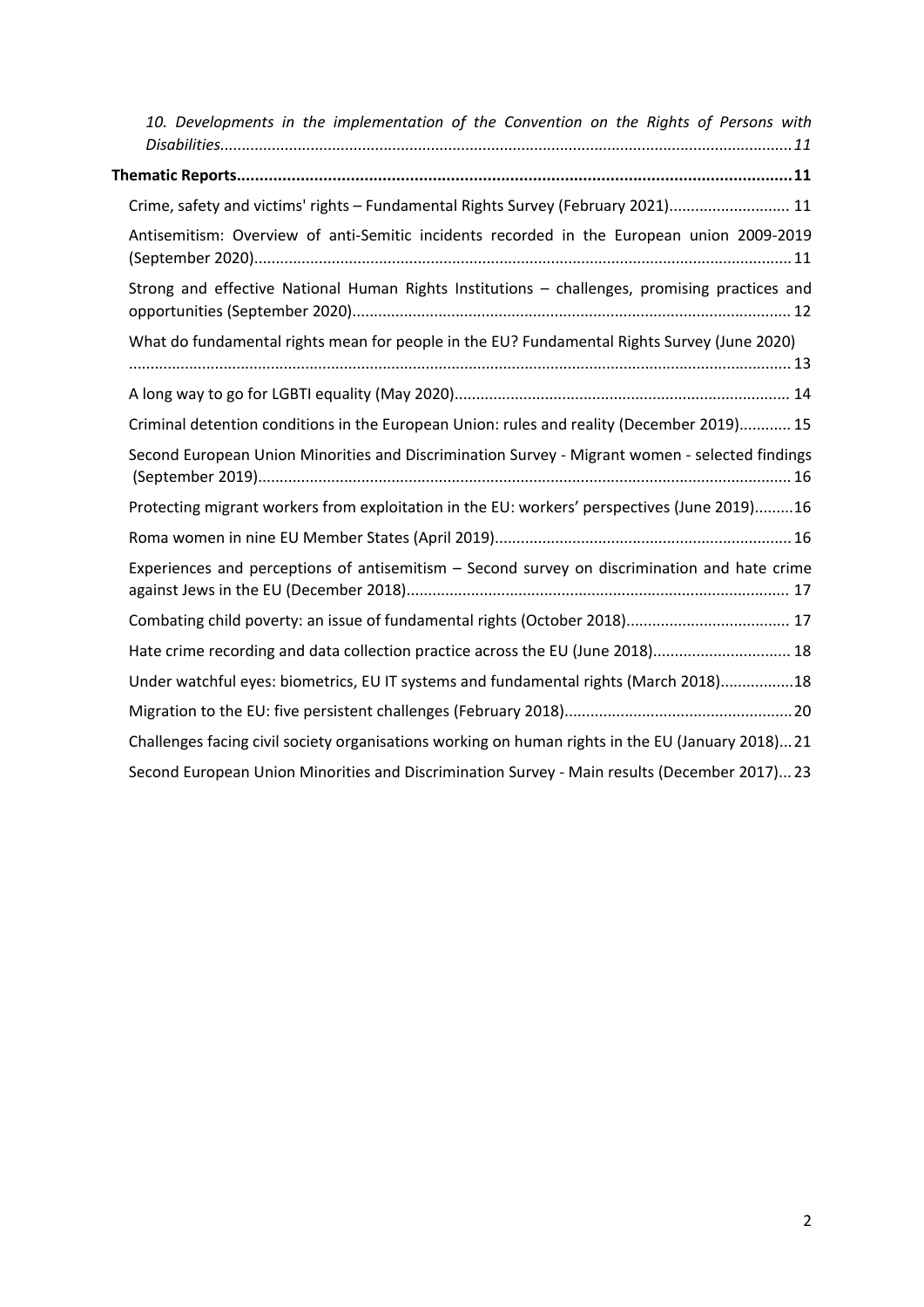*10. Developments in the implementation of the Convention on the Rights of Persons with Disabilities......11*

**Thematic Reports......11**

Crime, safety and victims' rights – Fundamental Rights Survey (February 2021)...... 11

Antisemitism: Overview of anti-Semitic incidents recorded in the European union 2009-2019 (September 2020)......11

Strong and effective National Human Rights Institutions – challenges, promising practices and opportunities (September 2020)...... 12

What do fundamental rights mean for people in the EU? Fundamental Rights Survey (June 2020) ...... 13

A long way to go for LGBTI equality (May 2020)...... 14

Criminal detention conditions in the European Union: rules and reality (December 2019)...... 15

Second European Union Minorities and Discrimination Survey - Migrant women - selected findings (September 2019)...... 16

Protecting migrant workers from exploitation in the EU: workers' perspectives (June 2019)......16

Roma women in nine EU Member States (April 2019)......16

Experiences and perceptions of antisemitism – Second survey on discrimination and hate crime against Jews in the EU (December 2018)...... 17

Combating child poverty: an issue of fundamental rights (October 2018)...... 17

Hate crime recording and data collection practice across the EU (June 2018)...... 18

Under watchful eyes: biometrics, EU IT systems and fundamental rights (March 2018)......18

Migration to the EU: five persistent challenges (February 2018)......20

Challenges facing civil society organisations working on human rights in the EU (January 2018)...21

Second European Union Minorities and Discrimination Survey - Main results (December 2017)...23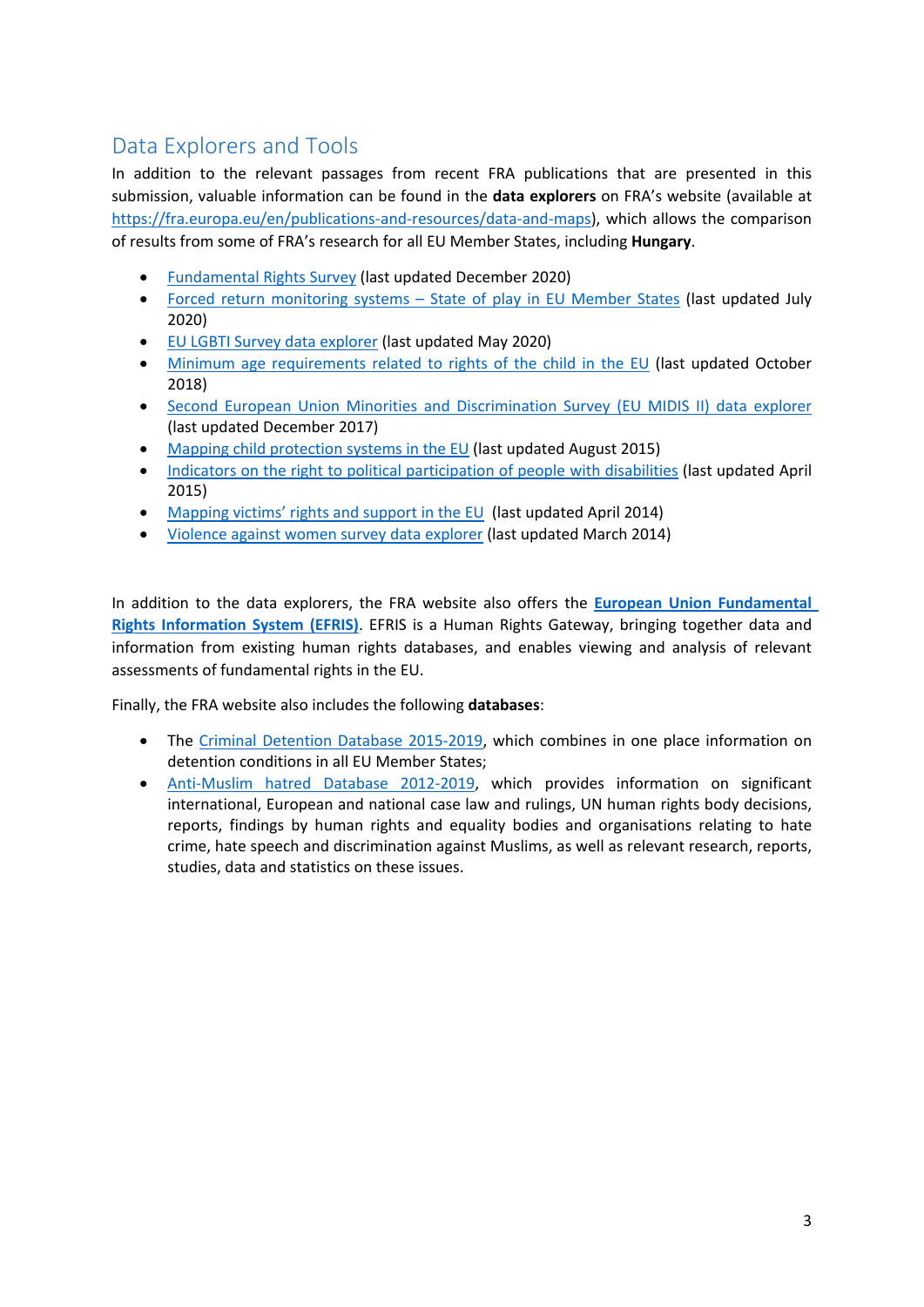## Data Explorers and Tools

In addition to the relevant passages from recent FRA publications that are presented in this submission, valuable information can be found in the **data explorers** on FRA's website (available at https://fra.europa.eu/en/publications-and-resources/data-and-maps), which allows the comparison of results from some of FRA's research for all EU Member States, including **Hungary**.

- Fundamental Rights Survey (last updated December 2020)
- Forced return monitoring systems – State of play in EU Member States (last updated July 2020)
- EU LGBTI Survey data explorer (last updated May 2020)
- Minimum age requirements related to rights of the child in the EU (last updated October 2018)
- Second European Union Minorities and Discrimination Survey (EU MIDIS II) data explorer (last updated December 2017)
- Mapping child protection systems in the EU (last updated August 2015)
- Indicators on the right to political participation of people with disabilities (last updated April 2015)
- Mapping victims' rights and support in the EU (last updated April 2014)
- Violence against women survey data explorer (last updated March 2014)

In addition to the data explorers, the FRA website also offers the **European Union Fundamental Rights Information System (EFRIS)**. EFRIS is a Human Rights Gateway, bringing together data and information from existing human rights databases, and enables viewing and analysis of relevant assessments of fundamental rights in the EU.

Finally, the FRA website also includes the following **databases**:

- The Criminal Detention Database 2015-2019, which combines in one place information on detention conditions in all EU Member States;
- Anti-Muslim hatred Database 2012-2019, which provides information on significant international, European and national case law and rulings, UN human rights body decisions, reports, findings by human rights and equality bodies and organisations relating to hate crime, hate speech and discrimination against Muslims, as well as relevant research, reports, studies, data and statistics on these issues.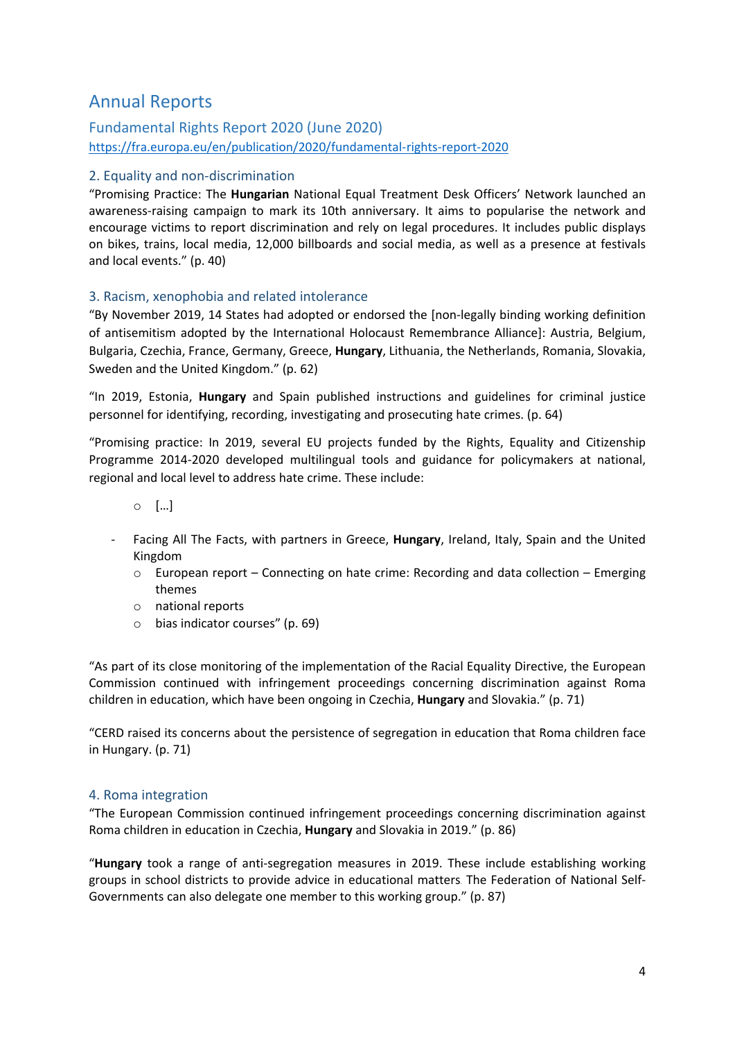# Annual Reports

## Fundamental Rights Report 2020 (June 2020)

https://fra.europa.eu/en/publication/2020/fundamental-rights-report-2020

### 2. Equality and non-discrimination

"Promising Practice: The **Hungarian** National Equal Treatment Desk Officers' Network launched an awareness-raising campaign to mark its 10th anniversary. It aims to popularise the network and encourage victims to report discrimination and rely on legal procedures. It includes public displays on bikes, trains, local media, 12,000 billboards and social media, as well as a presence at festivals and local events." (p. 40)

### 3. Racism, xenophobia and related intolerance

"By November 2019, 14 States had adopted or endorsed the [non-legally binding working definition of antisemitism adopted by the International Holocaust Remembrance Alliance]: Austria, Belgium, Bulgaria, Czechia, France, Germany, Greece, **Hungary**, Lithuania, the Netherlands, Romania, Slovakia, Sweden and the United Kingdom." (p. 62)

"In 2019, Estonia, **Hungary** and Spain published instructions and guidelines for criminal justice personnel for identifying, recording, investigating and prosecuting hate crimes. (p. 64)

"Promising practice: In 2019, several EU projects funded by the Rights, Equality and Citizenship Programme 2014-2020 developed multilingual tools and guidance for policymakers at national, regional and local level to address hate crime. These include:

- […]

- Facing All The Facts, with partners in Greece, **Hungary**, Ireland, Italy, Spain and the United Kingdom
  - European report – Connecting on hate crime: Recording and data collection – Emerging themes
  - national reports
  - bias indicator courses" (p. 69)

"As part of its close monitoring of the implementation of the Racial Equality Directive, the European Commission continued with infringement proceedings concerning discrimination against Roma children in education, which have been ongoing in Czechia, **Hungary** and Slovakia." (p. 71)

"CERD raised its concerns about the persistence of segregation in education that Roma children face in Hungary. (p. 71)

### 4. Roma integration

"The European Commission continued infringement proceedings concerning discrimination against Roma children in education in Czechia, **Hungary** and Slovakia in 2019." (p. 86)

"**Hungary** took a range of anti-segregation measures in 2019. These include establishing working groups in school districts to provide advice in educational matters The Federation of National Self-Governments can also delegate one member to this working group." (p. 87)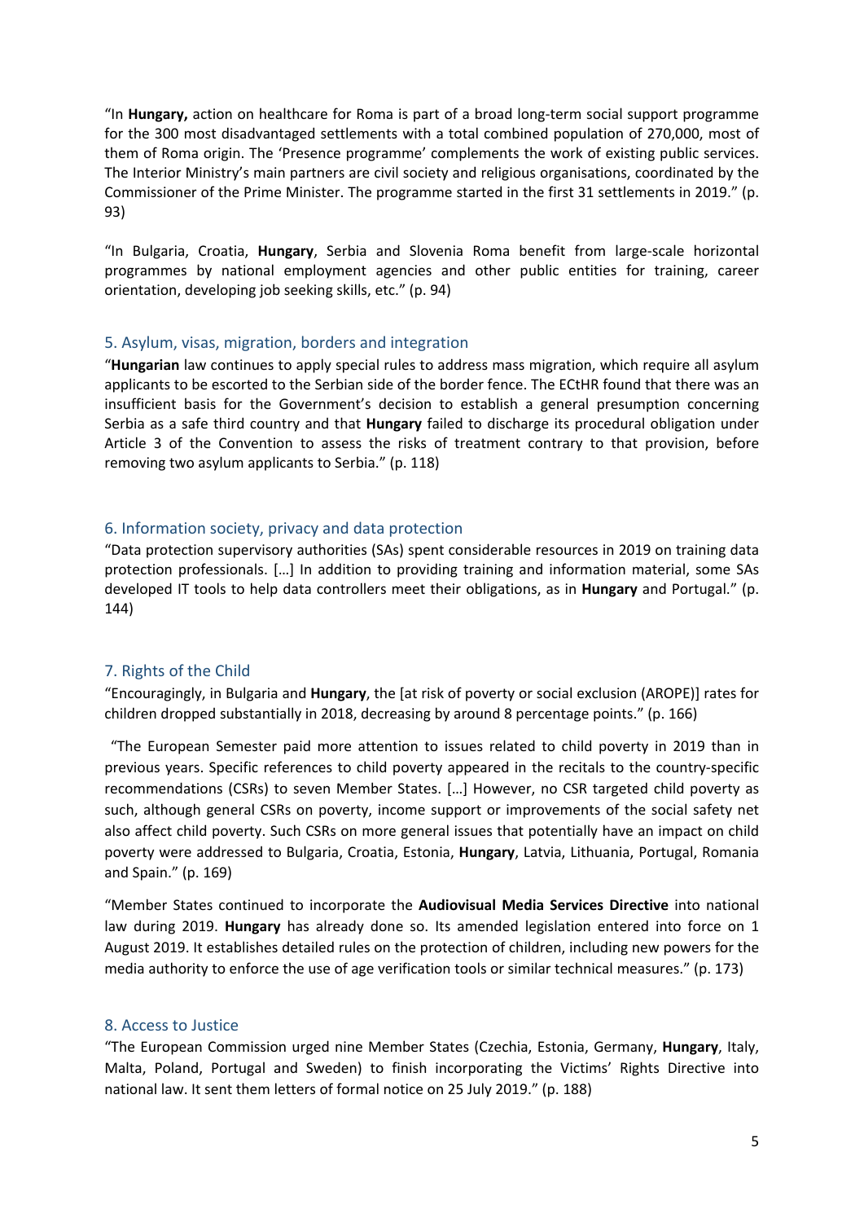"In **Hungary,** action on healthcare for Roma is part of a broad long-term social support programme for the 300 most disadvantaged settlements with a total combined population of 270,000, most of them of Roma origin. The 'Presence programme' complements the work of existing public services. The Interior Ministry's main partners are civil society and religious organisations, coordinated by the Commissioner of the Prime Minister. The programme started in the first 31 settlements in 2019." (p. 93)

"In Bulgaria, Croatia, **Hungary**, Serbia and Slovenia Roma benefit from large-scale horizontal programmes by national employment agencies and other public entities for training, career orientation, developing job seeking skills, etc." (p. 94)

## 5. Asylum, visas, migration, borders and integration

"**Hungarian** law continues to apply special rules to address mass migration, which require all asylum applicants to be escorted to the Serbian side of the border fence. The ECtHR found that there was an insufficient basis for the Government's decision to establish a general presumption concerning Serbia as a safe third country and that **Hungary** failed to discharge its procedural obligation under Article 3 of the Convention to assess the risks of treatment contrary to that provision, before removing two asylum applicants to Serbia." (p. 118)

## 6. Information society, privacy and data protection

"Data protection supervisory authorities (SAs) spent considerable resources in 2019 on training data protection professionals. […] In addition to providing training and information material, some SAs developed IT tools to help data controllers meet their obligations, as in **Hungary** and Portugal." (p. 144)

## 7. Rights of the Child

"Encouragingly, in Bulgaria and **Hungary**, the [at risk of poverty or social exclusion (AROPE)] rates for children dropped substantially in 2018, decreasing by around 8 percentage points." (p. 166)

"The European Semester paid more attention to issues related to child poverty in 2019 than in previous years. Specific references to child poverty appeared in the recitals to the country-specific recommendations (CSRs) to seven Member States. […] However, no CSR targeted child poverty as such, although general CSRs on poverty, income support or improvements of the social safety net also affect child poverty. Such CSRs on more general issues that potentially have an impact on child poverty were addressed to Bulgaria, Croatia, Estonia, **Hungary**, Latvia, Lithuania, Portugal, Romania and Spain." (p. 169)

"Member States continued to incorporate the **Audiovisual Media Services Directive** into national law during 2019. **Hungary** has already done so. Its amended legislation entered into force on 1 August 2019. It establishes detailed rules on the protection of children, including new powers for the media authority to enforce the use of age verification tools or similar technical measures." (p. 173)

## 8. Access to Justice

"The European Commission urged nine Member States (Czechia, Estonia, Germany, **Hungary**, Italy, Malta, Poland, Portugal and Sweden) to finish incorporating the Victims' Rights Directive into national law. It sent them letters of formal notice on 25 July 2019." (p. 188)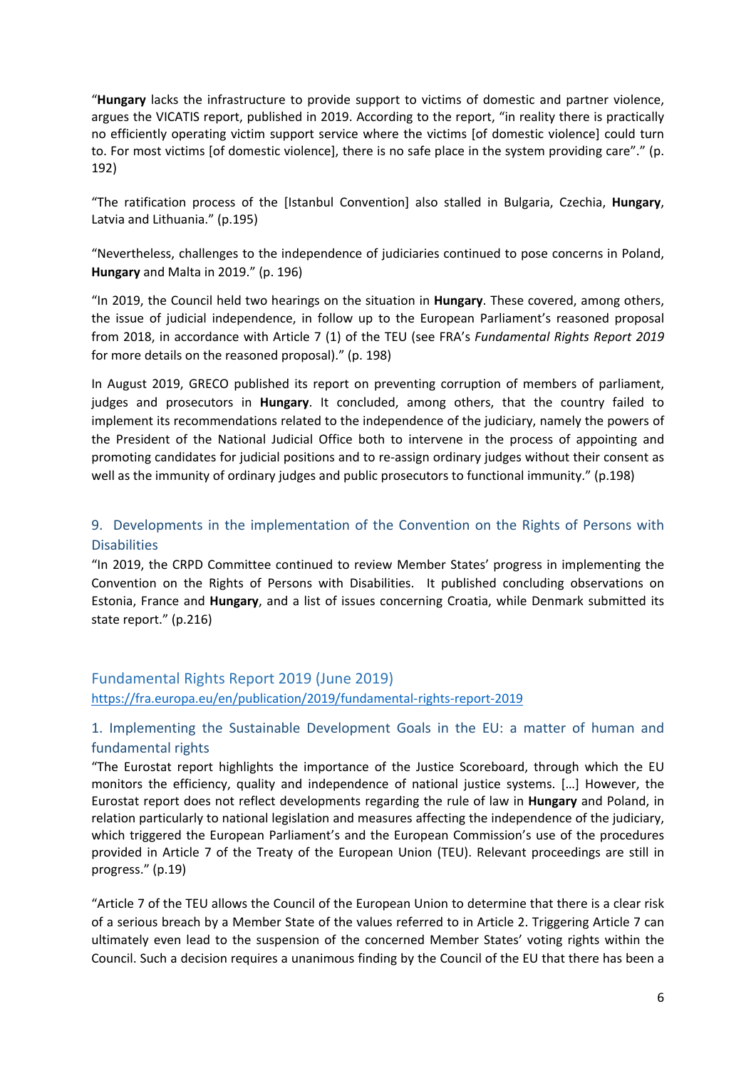"**Hungary** lacks the infrastructure to provide support to victims of domestic and partner violence, argues the VICATIS report, published in 2019. According to the report, "in reality there is practically no efficiently operating victim support service where the victims [of domestic violence] could turn to. For most victims [of domestic violence], there is no safe place in the system providing care"." (p. 192)

"The ratification process of the [Istanbul Convention] also stalled in Bulgaria, Czechia, **Hungary**, Latvia and Lithuania." (p.195)

"Nevertheless, challenges to the independence of judiciaries continued to pose concerns in Poland, **Hungary** and Malta in 2019." (p. 196)

"In 2019, the Council held two hearings on the situation in **Hungary**. These covered, among others, the issue of judicial independence, in follow up to the European Parliament's reasoned proposal from 2018, in accordance with Article 7 (1) of the TEU (see FRA's *Fundamental Rights Report 2019* for more details on the reasoned proposal)." (p. 198)

In August 2019, GRECO published its report on preventing corruption of members of parliament, judges and prosecutors in **Hungary**. It concluded, among others, that the country failed to implement its recommendations related to the independence of the judiciary, namely the powers of the President of the National Judicial Office both to intervene in the process of appointing and promoting candidates for judicial positions and to re-assign ordinary judges without their consent as well as the immunity of ordinary judges and public prosecutors to functional immunity." (p.198)

### 9. Developments in the implementation of the Convention on the Rights of Persons with Disabilities

"In 2019, the CRPD Committee continued to review Member States' progress in implementing the Convention on the Rights of Persons with Disabilities. It published concluding observations on Estonia, France and **Hungary**, and a list of issues concerning Croatia, while Denmark submitted its state report." (p.216)

## Fundamental Rights Report 2019 (June 2019)

https://fra.europa.eu/en/publication/2019/fundamental-rights-report-2019

### 1. Implementing the Sustainable Development Goals in the EU: a matter of human and fundamental rights

"The Eurostat report highlights the importance of the Justice Scoreboard, through which the EU monitors the efficiency, quality and independence of national justice systems. […] However, the Eurostat report does not reflect developments regarding the rule of law in **Hungary** and Poland, in relation particularly to national legislation and measures affecting the independence of the judiciary, which triggered the European Parliament's and the European Commission's use of the procedures provided in Article 7 of the Treaty of the European Union (TEU). Relevant proceedings are still in progress." (p.19)

"Article 7 of the TEU allows the Council of the European Union to determine that there is a clear risk of a serious breach by a Member State of the values referred to in Article 2. Triggering Article 7 can ultimately even lead to the suspension of the concerned Member States' voting rights within the Council. Such a decision requires a unanimous finding by the Council of the EU that there has been a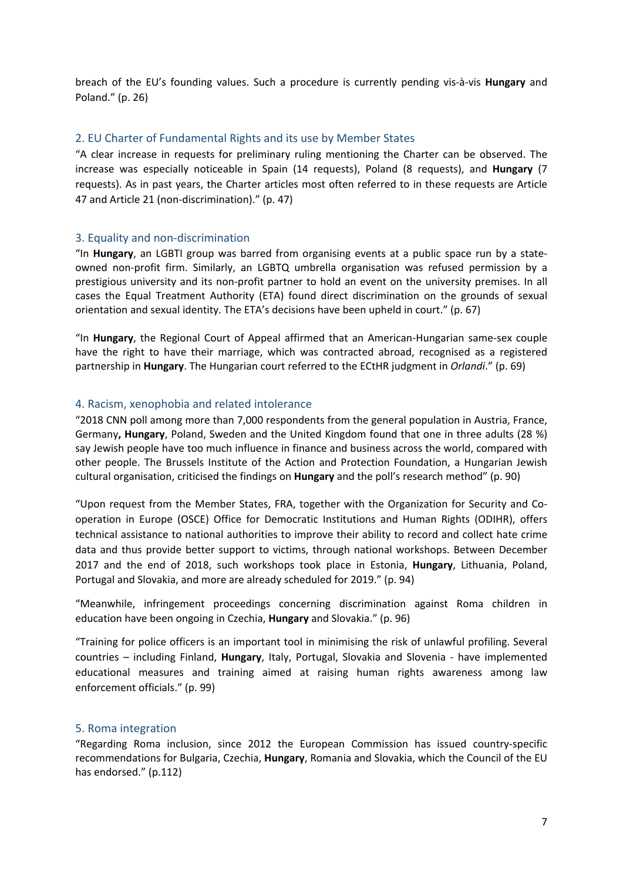breach of the EU's founding values. Such a procedure is currently pending vis-à-vis **Hungary** and Poland." (p. 26)

## 2. EU Charter of Fundamental Rights and its use by Member States

"A clear increase in requests for preliminary ruling mentioning the Charter can be observed. The increase was especially noticeable in Spain (14 requests), Poland (8 requests), and **Hungary** (7 requests). As in past years, the Charter articles most often referred to in these requests are Article 47 and Article 21 (non-discrimination)." (p. 47)

## 3. Equality and non-discrimination

"In **Hungary**, an LGBTI group was barred from organising events at a public space run by a state-owned non-profit firm. Similarly, an LGBTQ umbrella organisation was refused permission by a prestigious university and its non-profit partner to hold an event on the university premises. In all cases the Equal Treatment Authority (ETA) found direct discrimination on the grounds of sexual orientation and sexual identity. The ETA's decisions have been upheld in court." (p. 67)

"In **Hungary**, the Regional Court of Appeal affirmed that an American-Hungarian same-sex couple have the right to have their marriage, which was contracted abroad, recognised as a registered partnership in **Hungary**. The Hungarian court referred to the ECtHR judgment in *Orlandi*." (p. 69)

## 4. Racism, xenophobia and related intolerance

"2018 CNN poll among more than 7,000 respondents from the general population in Austria, France, Germany**, Hungary**, Poland, Sweden and the United Kingdom found that one in three adults (28 %) say Jewish people have too much influence in finance and business across the world, compared with other people. The Brussels Institute of the Action and Protection Foundation, a Hungarian Jewish cultural organisation, criticised the findings on **Hungary** and the poll's research method" (p. 90)

"Upon request from the Member States, FRA, together with the Organization for Security and Co-operation in Europe (OSCE) Office for Democratic Institutions and Human Rights (ODIHR), offers technical assistance to national authorities to improve their ability to record and collect hate crime data and thus provide better support to victims, through national workshops. Between December 2017 and the end of 2018, such workshops took place in Estonia, **Hungary**, Lithuania, Poland, Portugal and Slovakia, and more are already scheduled for 2019." (p. 94)

"Meanwhile, infringement proceedings concerning discrimination against Roma children in education have been ongoing in Czechia, **Hungary** and Slovakia." (p. 96)

"Training for police officers is an important tool in minimising the risk of unlawful profiling. Several countries – including Finland, **Hungary**, Italy, Portugal, Slovakia and Slovenia - have implemented educational measures and training aimed at raising human rights awareness among law enforcement officials." (p. 99)

## 5. Roma integration

"Regarding Roma inclusion, since 2012 the European Commission has issued country-specific recommendations for Bulgaria, Czechia, **Hungary**, Romania and Slovakia, which the Council of the EU has endorsed." (p.112)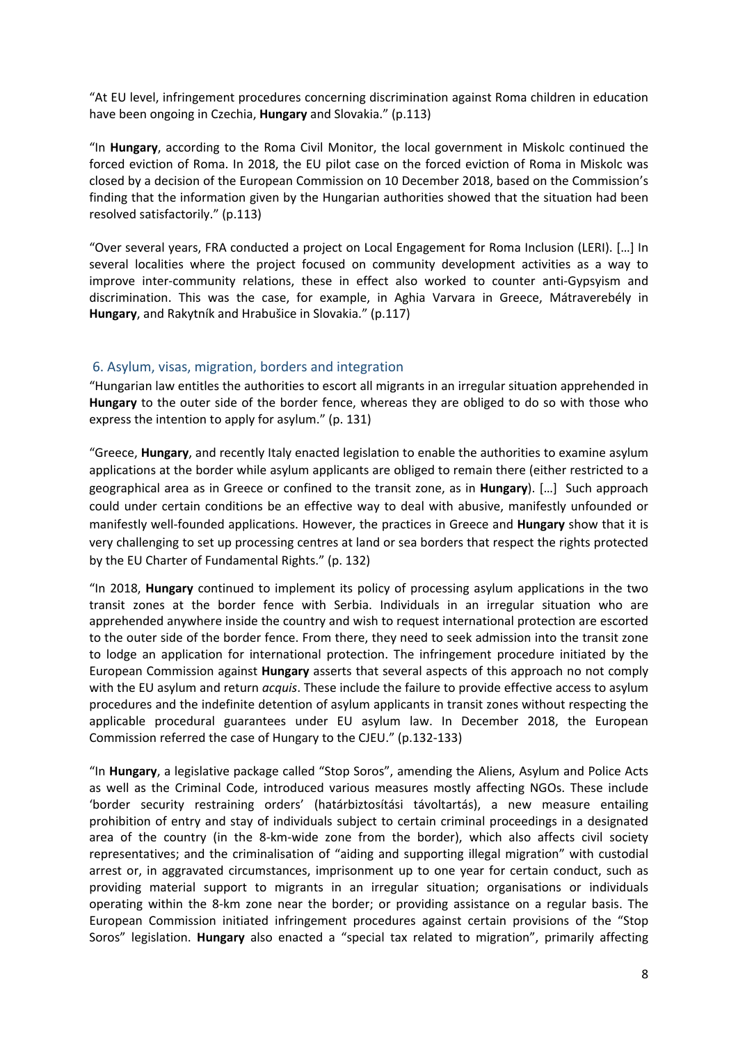"At EU level, infringement procedures concerning discrimination against Roma children in education have been ongoing in Czechia, **Hungary** and Slovakia." (p.113)

"In **Hungary**, according to the Roma Civil Monitor, the local government in Miskolc continued the forced eviction of Roma. In 2018, the EU pilot case on the forced eviction of Roma in Miskolc was closed by a decision of the European Commission on 10 December 2018, based on the Commission's finding that the information given by the Hungarian authorities showed that the situation had been resolved satisfactorily." (p.113)

"Over several years, FRA conducted a project on Local Engagement for Roma Inclusion (LERI). […] In several localities where the project focused on community development activities as a way to improve inter-community relations, these in effect also worked to counter anti-Gypsyism and discrimination. This was the case, for example, in Aghia Varvara in Greece, Mátraverebély in **Hungary**, and Rakytník and Hrabušice in Slovakia." (p.117)

## 6. Asylum, visas, migration, borders and integration

"Hungarian law entitles the authorities to escort all migrants in an irregular situation apprehended in **Hungary** to the outer side of the border fence, whereas they are obliged to do so with those who express the intention to apply for asylum." (p. 131)

"Greece, **Hungary**, and recently Italy enacted legislation to enable the authorities to examine asylum applications at the border while asylum applicants are obliged to remain there (either restricted to a geographical area as in Greece or confined to the transit zone, as in **Hungary**). […] Such approach could under certain conditions be an effective way to deal with abusive, manifestly unfounded or manifestly well-founded applications. However, the practices in Greece and **Hungary** show that it is very challenging to set up processing centres at land or sea borders that respect the rights protected by the EU Charter of Fundamental Rights." (p. 132)

"In 2018, **Hungary** continued to implement its policy of processing asylum applications in the two transit zones at the border fence with Serbia. Individuals in an irregular situation who are apprehended anywhere inside the country and wish to request international protection are escorted to the outer side of the border fence. From there, they need to seek admission into the transit zone to lodge an application for international protection. The infringement procedure initiated by the European Commission against **Hungary** asserts that several aspects of this approach no not comply with the EU asylum and return *acquis*. These include the failure to provide effective access to asylum procedures and the indefinite detention of asylum applicants in transit zones without respecting the applicable procedural guarantees under EU asylum law. In December 2018, the European Commission referred the case of Hungary to the CJEU." (p.132-133)

"In **Hungary**, a legislative package called "Stop Soros", amending the Aliens, Asylum and Police Acts as well as the Criminal Code, introduced various measures mostly affecting NGOs. These include 'border security restraining orders' (határbiztosítási távoltartás), a new measure entailing prohibition of entry and stay of individuals subject to certain criminal proceedings in a designated area of the country (in the 8-km-wide zone from the border), which also affects civil society representatives; and the criminalisation of "aiding and supporting illegal migration" with custodial arrest or, in aggravated circumstances, imprisonment up to one year for certain conduct, such as providing material support to migrants in an irregular situation; organisations or individuals operating within the 8-km zone near the border; or providing assistance on a regular basis. The European Commission initiated infringement procedures against certain provisions of the "Stop Soros" legislation. **Hungary** also enacted a "special tax related to migration", primarily affecting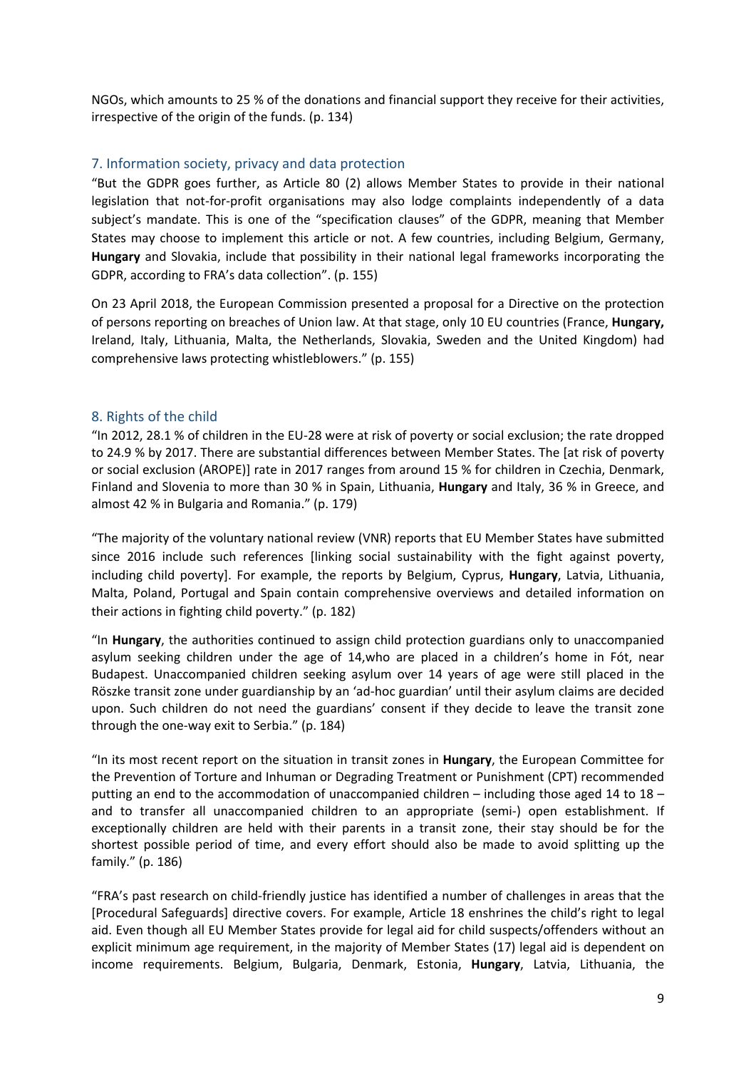NGOs, which amounts to 25 % of the donations and financial support they receive for their activities, irrespective of the origin of the funds. (p. 134)

## 7. Information society, privacy and data protection

"But the GDPR goes further, as Article 80 (2) allows Member States to provide in their national legislation that not-for-profit organisations may also lodge complaints independently of a data subject's mandate. This is one of the "specification clauses" of the GDPR, meaning that Member States may choose to implement this article or not. A few countries, including Belgium, Germany, **Hungary** and Slovakia, include that possibility in their national legal frameworks incorporating the GDPR, according to FRA's data collection". (p. 155)

On 23 April 2018, the European Commission presented a proposal for a Directive on the protection of persons reporting on breaches of Union law. At that stage, only 10 EU countries (France, **Hungary,** Ireland, Italy, Lithuania, Malta, the Netherlands, Slovakia, Sweden and the United Kingdom) had comprehensive laws protecting whistleblowers." (p. 155)

## 8. Rights of the child

"In 2012, 28.1 % of children in the EU-28 were at risk of poverty or social exclusion; the rate dropped to 24.9 % by 2017. There are substantial differences between Member States. The [at risk of poverty or social exclusion (AROPE)] rate in 2017 ranges from around 15 % for children in Czechia, Denmark, Finland and Slovenia to more than 30 % in Spain, Lithuania, **Hungary** and Italy, 36 % in Greece, and almost 42 % in Bulgaria and Romania." (p. 179)

"The majority of the voluntary national review (VNR) reports that EU Member States have submitted since 2016 include such references [linking social sustainability with the fight against poverty, including child poverty]. For example, the reports by Belgium, Cyprus, **Hungary**, Latvia, Lithuania, Malta, Poland, Portugal and Spain contain comprehensive overviews and detailed information on their actions in fighting child poverty." (p. 182)

"In **Hungary**, the authorities continued to assign child protection guardians only to unaccompanied asylum seeking children under the age of 14,who are placed in a children's home in Fót, near Budapest. Unaccompanied children seeking asylum over 14 years of age were still placed in the Röszke transit zone under guardianship by an 'ad-hoc guardian' until their asylum claims are decided upon. Such children do not need the guardians' consent if they decide to leave the transit zone through the one-way exit to Serbia." (p. 184)

"In its most recent report on the situation in transit zones in **Hungary**, the European Committee for the Prevention of Torture and Inhuman or Degrading Treatment or Punishment (CPT) recommended putting an end to the accommodation of unaccompanied children – including those aged 14 to 18 – and to transfer all unaccompanied children to an appropriate (semi-) open establishment. If exceptionally children are held with their parents in a transit zone, their stay should be for the shortest possible period of time, and every effort should also be made to avoid splitting up the family." (p. 186)

"FRA's past research on child-friendly justice has identified a number of challenges in areas that the [Procedural Safeguards] directive covers. For example, Article 18 enshrines the child's right to legal aid. Even though all EU Member States provide for legal aid for child suspects/offenders without an explicit minimum age requirement, in the majority of Member States (17) legal aid is dependent on income requirements. Belgium, Bulgaria, Denmark, Estonia, **Hungary**, Latvia, Lithuania, the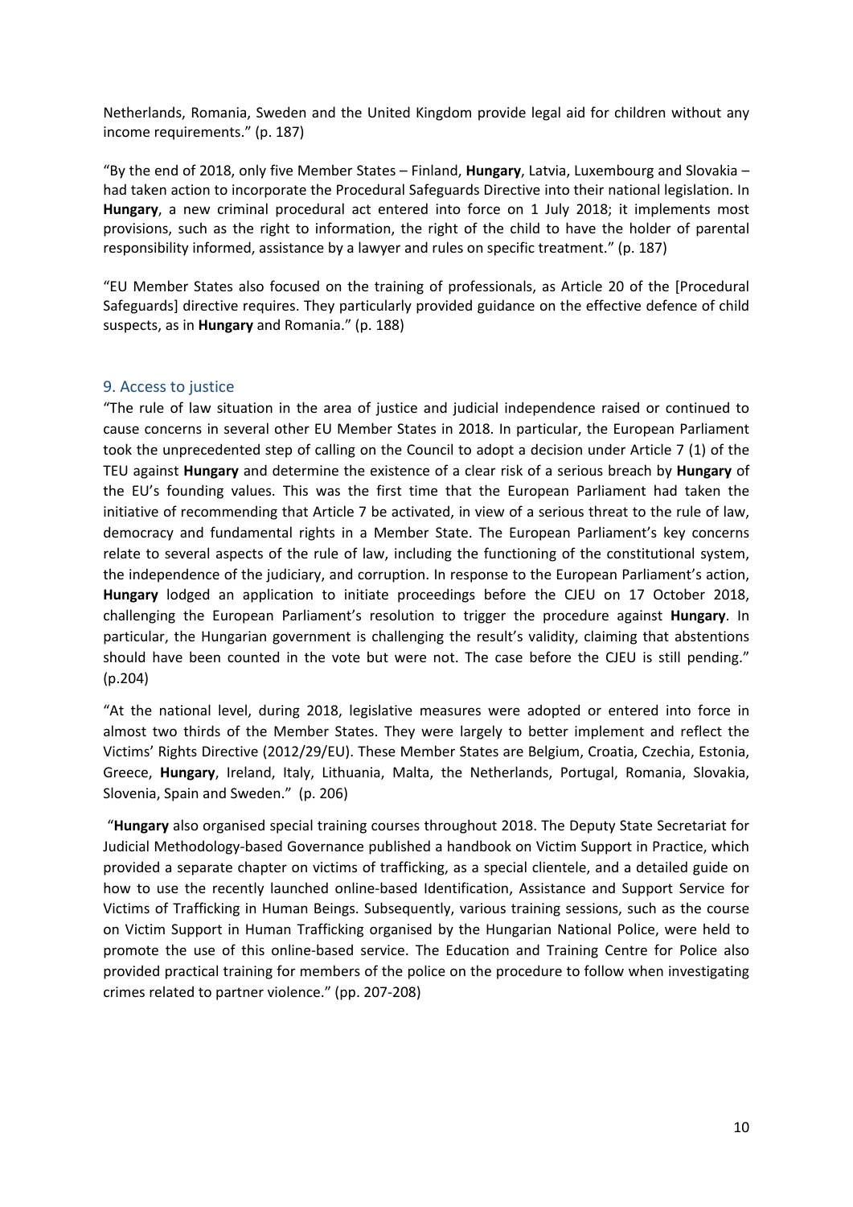Netherlands, Romania, Sweden and the United Kingdom provide legal aid for children without any income requirements." (p. 187)

"By the end of 2018, only five Member States – Finland, **Hungary**, Latvia, Luxembourg and Slovakia – had taken action to incorporate the Procedural Safeguards Directive into their national legislation. In **Hungary**, a new criminal procedural act entered into force on 1 July 2018; it implements most provisions, such as the right to information, the right of the child to have the holder of parental responsibility informed, assistance by a lawyer and rules on specific treatment." (p. 187)

"EU Member States also focused on the training of professionals, as Article 20 of the [Procedural Safeguards] directive requires. They particularly provided guidance on the effective defence of child suspects, as in **Hungary** and Romania." (p. 188)

## 9. Access to justice

"The rule of law situation in the area of justice and judicial independence raised or continued to cause concerns in several other EU Member States in 2018. In particular, the European Parliament took the unprecedented step of calling on the Council to adopt a decision under Article 7 (1) of the TEU against **Hungary** and determine the existence of a clear risk of a serious breach by **Hungary** of the EU's founding values. This was the first time that the European Parliament had taken the initiative of recommending that Article 7 be activated, in view of a serious threat to the rule of law, democracy and fundamental rights in a Member State. The European Parliament's key concerns relate to several aspects of the rule of law, including the functioning of the constitutional system, the independence of the judiciary, and corruption. In response to the European Parliament's action, **Hungary** lodged an application to initiate proceedings before the CJEU on 17 October 2018, challenging the European Parliament's resolution to trigger the procedure against **Hungary**. In particular, the Hungarian government is challenging the result's validity, claiming that abstentions should have been counted in the vote but were not. The case before the CJEU is still pending." (p.204)

"At the national level, during 2018, legislative measures were adopted or entered into force in almost two thirds of the Member States. They were largely to better implement and reflect the Victims' Rights Directive (2012/29/EU). These Member States are Belgium, Croatia, Czechia, Estonia, Greece, **Hungary**, Ireland, Italy, Lithuania, Malta, the Netherlands, Portugal, Romania, Slovakia, Slovenia, Spain and Sweden." (p. 206)

"**Hungary** also organised special training courses throughout 2018. The Deputy State Secretariat for Judicial Methodology-based Governance published a handbook on Victim Support in Practice, which provided a separate chapter on victims of trafficking, as a special clientele, and a detailed guide on how to use the recently launched online-based Identification, Assistance and Support Service for Victims of Trafficking in Human Beings. Subsequently, various training sessions, such as the course on Victim Support in Human Trafficking organised by the Hungarian National Police, were held to promote the use of this online-based service. The Education and Training Centre for Police also provided practical training for members of the police on the procedure to follow when investigating crimes related to partner violence." (pp. 207-208)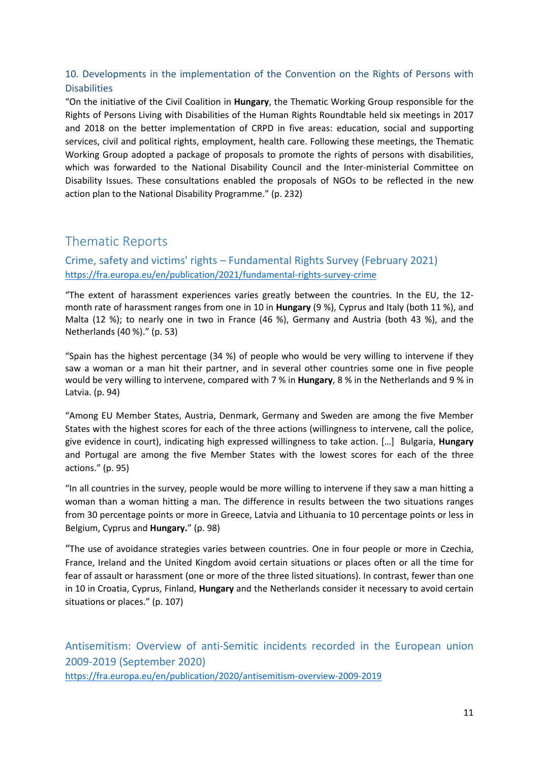### 10. Developments in the implementation of the Convention on the Rights of Persons with Disabilities

"On the initiative of the Civil Coalition in **Hungary**, the Thematic Working Group responsible for the Rights of Persons Living with Disabilities of the Human Rights Roundtable held six meetings in 2017 and 2018 on the better implementation of CRPD in five areas: education, social and supporting services, civil and political rights, employment, health care. Following these meetings, the Thematic Working Group adopted a package of proposals to promote the rights of persons with disabilities, which was forwarded to the National Disability Council and the Inter-ministerial Committee on Disability Issues. These consultations enabled the proposals of NGOs to be reflected in the new action plan to the National Disability Programme." (p. 232)

## Thematic Reports

### Crime, safety and victims' rights – Fundamental Rights Survey (February 2021)

https://fra.europa.eu/en/publication/2021/fundamental-rights-survey-crime

"The extent of harassment experiences varies greatly between the countries. In the EU, the 12-month rate of harassment ranges from one in 10 in **Hungary** (9 %), Cyprus and Italy (both 11 %), and Malta (12 %); to nearly one in two in France (46 %), Germany and Austria (both 43 %), and the Netherlands (40 %)." (p. 53)

"Spain has the highest percentage (34 %) of people who would be very willing to intervene if they saw a woman or a man hit their partner, and in several other countries some one in five people would be very willing to intervene, compared with 7 % in **Hungary**, 8 % in the Netherlands and 9 % in Latvia. (p. 94)

"Among EU Member States, Austria, Denmark, Germany and Sweden are among the five Member States with the highest scores for each of the three actions (willingness to intervene, call the police, give evidence in court), indicating high expressed willingness to take action. […] Bulgaria, **Hungary** and Portugal are among the five Member States with the lowest scores for each of the three actions." (p. 95)

"In all countries in the survey, people would be more willing to intervene if they saw a man hitting a woman than a woman hitting a man. The difference in results between the two situations ranges from 30 percentage points or more in Greece, Latvia and Lithuania to 10 percentage points or less in Belgium, Cyprus and **Hungary.**" (p. 98)

"The use of avoidance strategies varies between countries. One in four people or more in Czechia, France, Ireland and the United Kingdom avoid certain situations or places often or all the time for fear of assault or harassment (one or more of the three listed situations). In contrast, fewer than one in 10 in Croatia, Cyprus, Finland, **Hungary** and the Netherlands consider it necessary to avoid certain situations or places." (p. 107)

### Antisemitism: Overview of anti-Semitic incidents recorded in the European union 2009-2019 (September 2020)

https://fra.europa.eu/en/publication/2020/antisemitism-overview-2009-2019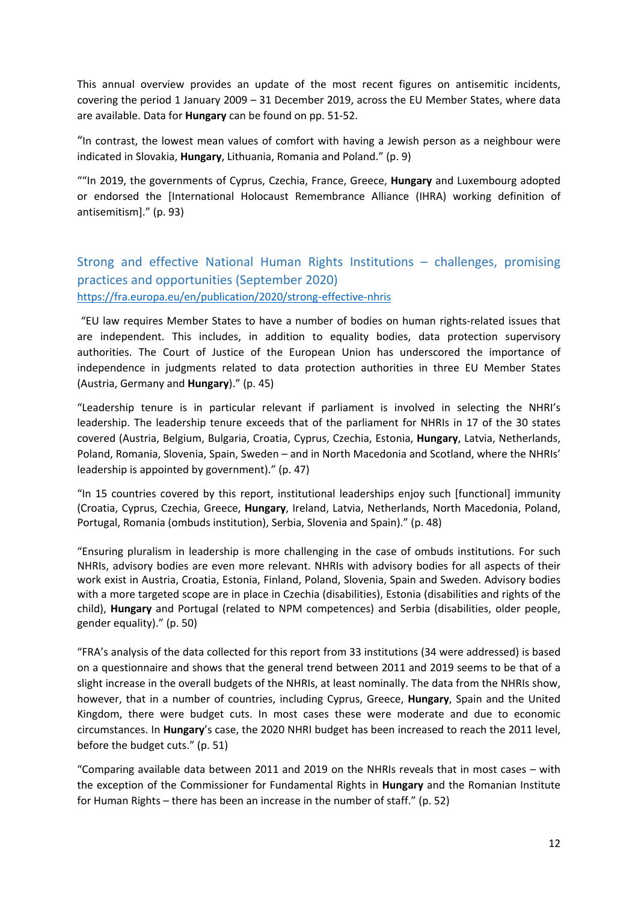This annual overview provides an update of the most recent figures on antisemitic incidents, covering the period 1 January 2009 – 31 December 2019, across the EU Member States, where data are available. Data for **Hungary** can be found on pp. 51-52.

"In contrast, the lowest mean values of comfort with having a Jewish person as a neighbour were indicated in Slovakia, **Hungary**, Lithuania, Romania and Poland." (p. 9)

""In 2019, the governments of Cyprus, Czechia, France, Greece, **Hungary** and Luxembourg adopted or endorsed the [International Holocaust Remembrance Alliance (IHRA) working definition of antisemitism]." (p. 93)

## Strong and effective National Human Rights Institutions – challenges, promising practices and opportunities (September 2020)

https://fra.europa.eu/en/publication/2020/strong-effective-nhris

"EU law requires Member States to have a number of bodies on human rights-related issues that are independent. This includes, in addition to equality bodies, data protection supervisory authorities. The Court of Justice of the European Union has underscored the importance of independence in judgments related to data protection authorities in three EU Member States (Austria, Germany and **Hungary**)." (p. 45)

"Leadership tenure is in particular relevant if parliament is involved in selecting the NHRI's leadership. The leadership tenure exceeds that of the parliament for NHRIs in 17 of the 30 states covered (Austria, Belgium, Bulgaria, Croatia, Cyprus, Czechia, Estonia, **Hungary**, Latvia, Netherlands, Poland, Romania, Slovenia, Spain, Sweden – and in North Macedonia and Scotland, where the NHRIs' leadership is appointed by government)." (p. 47)

"In 15 countries covered by this report, institutional leaderships enjoy such [functional] immunity (Croatia, Cyprus, Czechia, Greece, **Hungary**, Ireland, Latvia, Netherlands, North Macedonia, Poland, Portugal, Romania (ombuds institution), Serbia, Slovenia and Spain)." (p. 48)

"Ensuring pluralism in leadership is more challenging in the case of ombuds institutions. For such NHRIs, advisory bodies are even more relevant. NHRIs with advisory bodies for all aspects of their work exist in Austria, Croatia, Estonia, Finland, Poland, Slovenia, Spain and Sweden. Advisory bodies with a more targeted scope are in place in Czechia (disabilities), Estonia (disabilities and rights of the child), **Hungary** and Portugal (related to NPM competences) and Serbia (disabilities, older people, gender equality)." (p. 50)

"FRA's analysis of the data collected for this report from 33 institutions (34 were addressed) is based on a questionnaire and shows that the general trend between 2011 and 2019 seems to be that of a slight increase in the overall budgets of the NHRIs, at least nominally. The data from the NHRIs show, however, that in a number of countries, including Cyprus, Greece, **Hungary**, Spain and the United Kingdom, there were budget cuts. In most cases these were moderate and due to economic circumstances. In **Hungary**'s case, the 2020 NHRI budget has been increased to reach the 2011 level, before the budget cuts." (p. 51)

"Comparing available data between 2011 and 2019 on the NHRIs reveals that in most cases – with the exception of the Commissioner for Fundamental Rights in **Hungary** and the Romanian Institute for Human Rights – there has been an increase in the number of staff." (p. 52)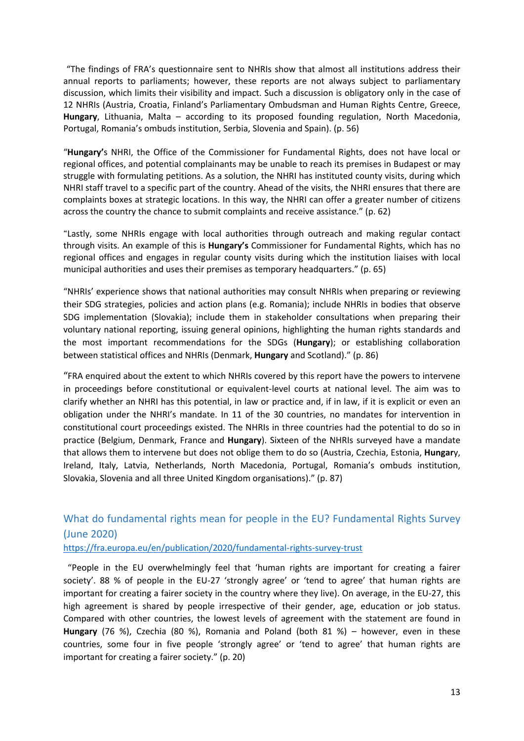"The findings of FRA's questionnaire sent to NHRIs show that almost all institutions address their annual reports to parliaments; however, these reports are not always subject to parliamentary discussion, which limits their visibility and impact. Such a discussion is obligatory only in the case of 12 NHRIs (Austria, Croatia, Finland's Parliamentary Ombudsman and Human Rights Centre, Greece, **Hungary**, Lithuania, Malta – according to its proposed founding regulation, North Macedonia, Portugal, Romania's ombuds institution, Serbia, Slovenia and Spain). (p. 56)

"**Hungary'**s NHRI, the Office of the Commissioner for Fundamental Rights, does not have local or regional offices, and potential complainants may be unable to reach its premises in Budapest or may struggle with formulating petitions. As a solution, the NHRI has instituted county visits, during which NHRI staff travel to a specific part of the country. Ahead of the visits, the NHRI ensures that there are complaints boxes at strategic locations. In this way, the NHRI can offer a greater number of citizens across the country the chance to submit complaints and receive assistance." (p. 62)

"Lastly, some NHRIs engage with local authorities through outreach and making regular contact through visits. An example of this is **Hungary's** Commissioner for Fundamental Rights, which has no regional offices and engages in regular county visits during which the institution liaises with local municipal authorities and uses their premises as temporary headquarters." (p. 65)

"NHRIs' experience shows that national authorities may consult NHRIs when preparing or reviewing their SDG strategies, policies and action plans (e.g. Romania); include NHRIs in bodies that observe SDG implementation (Slovakia); include them in stakeholder consultations when preparing their voluntary national reporting, issuing general opinions, highlighting the human rights standards and the most important recommendations for the SDGs (**Hungary**); or establishing collaboration between statistical offices and NHRIs (Denmark, **Hungary** and Scotland)." (p. 86)

"FRA enquired about the extent to which NHRIs covered by this report have the powers to intervene in proceedings before constitutional or equivalent-level courts at national level. The aim was to clarify whether an NHRI has this potential, in law or practice and, if in law, if it is explicit or even an obligation under the NHRI's mandate. In 11 of the 30 countries, no mandates for intervention in constitutional court proceedings existed. The NHRIs in three countries had the potential to do so in practice (Belgium, Denmark, France and **Hungary**). Sixteen of the NHRIs surveyed have a mandate that allows them to intervene but does not oblige them to do so (Austria, Czechia, Estonia, **Hungar**y, Ireland, Italy, Latvia, Netherlands, North Macedonia, Portugal, Romania's ombuds institution, Slovakia, Slovenia and all three United Kingdom organisations)." (p. 87)

## What do fundamental rights mean for people in the EU? Fundamental Rights Survey (June 2020)

https://fra.europa.eu/en/publication/2020/fundamental-rights-survey-trust

"People in the EU overwhelmingly feel that 'human rights are important for creating a fairer society'. 88 % of people in the EU-27 'strongly agree' or 'tend to agree' that human rights are important for creating a fairer society in the country where they live). On average, in the EU-27, this high agreement is shared by people irrespective of their gender, age, education or job status. Compared with other countries, the lowest levels of agreement with the statement are found in **Hungary** (76 %), Czechia (80 %), Romania and Poland (both 81 %) – however, even in these countries, some four in five people 'strongly agree' or 'tend to agree' that human rights are important for creating a fairer society." (p. 20)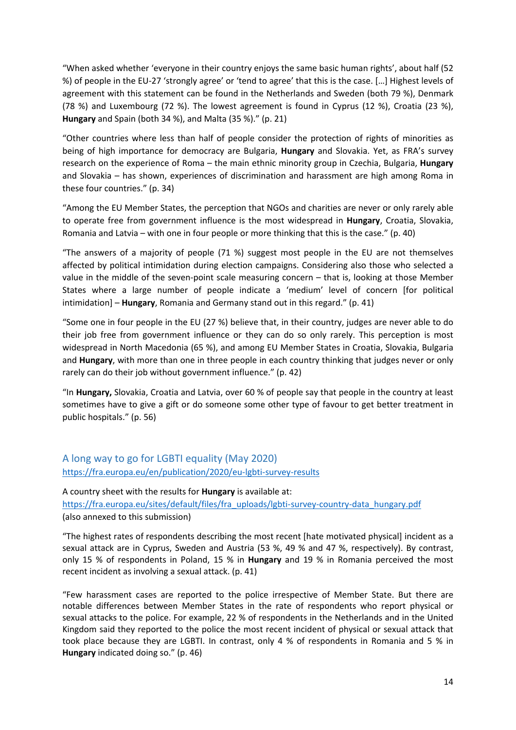"When asked whether 'everyone in their country enjoys the same basic human rights', about half (52 %) of people in the EU-27 'strongly agree' or 'tend to agree' that this is the case. […] Highest levels of agreement with this statement can be found in the Netherlands and Sweden (both 79 %), Denmark (78 %) and Luxembourg (72 %). The lowest agreement is found in Cyprus (12 %), Croatia (23 %), **Hungary** and Spain (both 34 %), and Malta (35 %)." (p. 21)

"Other countries where less than half of people consider the protection of rights of minorities as being of high importance for democracy are Bulgaria, **Hungary** and Slovakia. Yet, as FRA's survey research on the experience of Roma – the main ethnic minority group in Czechia, Bulgaria, **Hungary** and Slovakia – has shown, experiences of discrimination and harassment are high among Roma in these four countries." (p. 34)

"Among the EU Member States, the perception that NGOs and charities are never or only rarely able to operate free from government influence is the most widespread in **Hungary**, Croatia, Slovakia, Romania and Latvia – with one in four people or more thinking that this is the case." (p. 40)

"The answers of a majority of people (71 %) suggest most people in the EU are not themselves affected by political intimidation during election campaigns. Considering also those who selected a value in the middle of the seven-point scale measuring concern – that is, looking at those Member States where a large number of people indicate a 'medium' level of concern [for political intimidation] – **Hungary**, Romania and Germany stand out in this regard." (p. 41)

"Some one in four people in the EU (27 %) believe that, in their country, judges are never able to do their job free from government influence or they can do so only rarely. This perception is most widespread in North Macedonia (65 %), and among EU Member States in Croatia, Slovakia, Bulgaria and **Hungary**, with more than one in three people in each country thinking that judges never or only rarely can do their job without government influence." (p. 42)

"In **Hungary,** Slovakia, Croatia and Latvia, over 60 % of people say that people in the country at least sometimes have to give a gift or do someone some other type of favour to get better treatment in public hospitals." (p. 56)

## A long way to go for LGBTI equality (May 2020)

https://fra.europa.eu/en/publication/2020/eu-lgbti-survey-results

A country sheet with the results for **Hungary** is available at:
https://fra.europa.eu/sites/default/files/fra_uploads/lgbti-survey-country-data_hungary.pdf
(also annexed to this submission)

"The highest rates of respondents describing the most recent [hate motivated physical] incident as a sexual attack are in Cyprus, Sweden and Austria (53 %, 49 % and 47 %, respectively). By contrast, only 15 % of respondents in Poland, 15 % in **Hungary** and 19 % in Romania perceived the most recent incident as involving a sexual attack. (p. 41)

"Few harassment cases are reported to the police irrespective of Member State. But there are notable differences between Member States in the rate of respondents who report physical or sexual attacks to the police. For example, 22 % of respondents in the Netherlands and in the United Kingdom said they reported to the police the most recent incident of physical or sexual attack that took place because they are LGBTI. In contrast, only 4 % of respondents in Romania and 5 % in **Hungary** indicated doing so." (p. 46)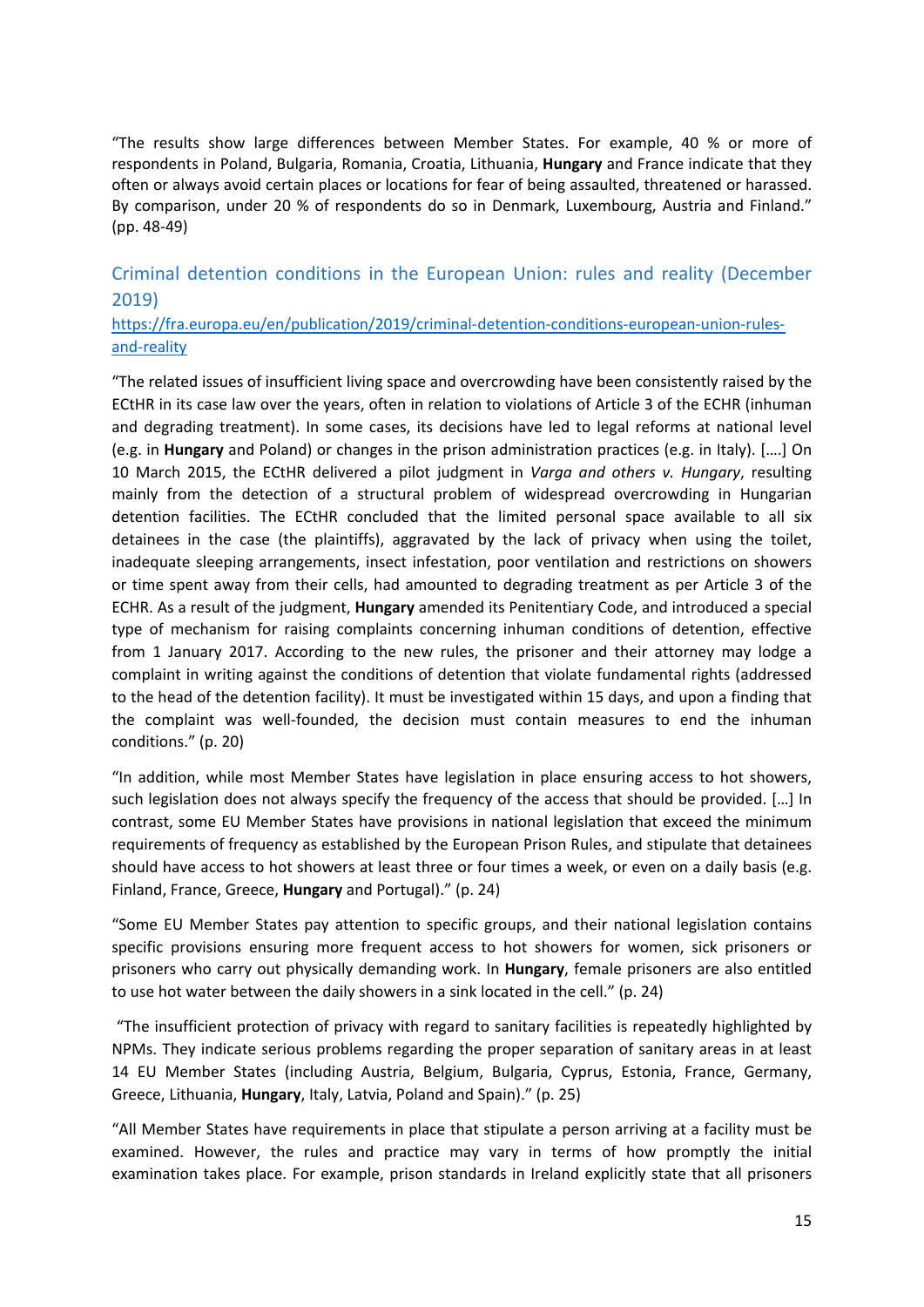"The results show large differences between Member States. For example, 40 % or more of respondents in Poland, Bulgaria, Romania, Croatia, Lithuania, **Hungary** and France indicate that they often or always avoid certain places or locations for fear of being assaulted, threatened or harassed. By comparison, under 20 % of respondents do so in Denmark, Luxembourg, Austria and Finland." (pp. 48-49)

## Criminal detention conditions in the European Union: rules and reality (December 2019)

[https://fra.europa.eu/en/publication/2019/criminal-detention-conditions-european-union-rules-and-reality](https://fra.europa.eu/en/publication/2019/criminal-detention-conditions-european-union-rules-and-reality)

"The related issues of insufficient living space and overcrowding have been consistently raised by the ECtHR in its case law over the years, often in relation to violations of Article 3 of the ECHR (inhuman and degrading treatment). In some cases, its decisions have led to legal reforms at national level (e.g. in **Hungary** and Poland) or changes in the prison administration practices (e.g. in Italy). [….] On 10 March 2015, the ECtHR delivered a pilot judgment in *Varga and others v. Hungary*, resulting mainly from the detection of a structural problem of widespread overcrowding in Hungarian detention facilities. The ECtHR concluded that the limited personal space available to all six detainees in the case (the plaintiffs), aggravated by the lack of privacy when using the toilet, inadequate sleeping arrangements, insect infestation, poor ventilation and restrictions on showers or time spent away from their cells, had amounted to degrading treatment as per Article 3 of the ECHR. As a result of the judgment, **Hungary** amended its Penitentiary Code, and introduced a special type of mechanism for raising complaints concerning inhuman conditions of detention, effective from 1 January 2017. According to the new rules, the prisoner and their attorney may lodge a complaint in writing against the conditions of detention that violate fundamental rights (addressed to the head of the detention facility). It must be investigated within 15 days, and upon a finding that the complaint was well-founded, the decision must contain measures to end the inhuman conditions." (p. 20)

"In addition, while most Member States have legislation in place ensuring access to hot showers, such legislation does not always specify the frequency of the access that should be provided. […] In contrast, some EU Member States have provisions in national legislation that exceed the minimum requirements of frequency as established by the European Prison Rules, and stipulate that detainees should have access to hot showers at least three or four times a week, or even on a daily basis (e.g. Finland, France, Greece, **Hungary** and Portugal)." (p. 24)

"Some EU Member States pay attention to specific groups, and their national legislation contains specific provisions ensuring more frequent access to hot showers for women, sick prisoners or prisoners who carry out physically demanding work. In **Hungary**, female prisoners are also entitled to use hot water between the daily showers in a sink located in the cell." (p. 24)

"The insufficient protection of privacy with regard to sanitary facilities is repeatedly highlighted by NPMs. They indicate serious problems regarding the proper separation of sanitary areas in at least 14 EU Member States (including Austria, Belgium, Bulgaria, Cyprus, Estonia, France, Germany, Greece, Lithuania, **Hungary**, Italy, Latvia, Poland and Spain)." (p. 25)

"All Member States have requirements in place that stipulate a person arriving at a facility must be examined. However, the rules and practice may vary in terms of how promptly the initial examination takes place. For example, prison standards in Ireland explicitly state that all prisoners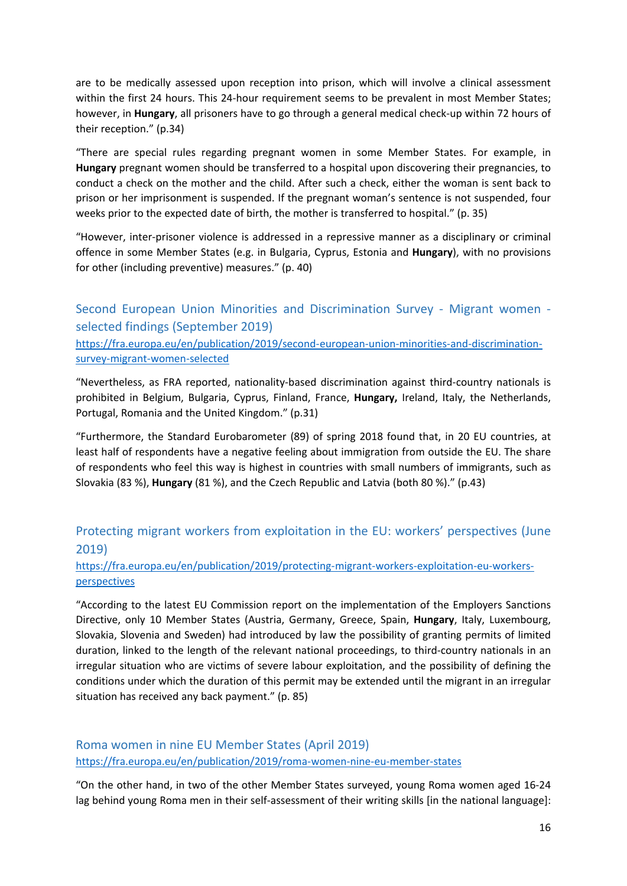are to be medically assessed upon reception into prison, which will involve a clinical assessment within the first 24 hours. This 24-hour requirement seems to be prevalent in most Member States; however, in **Hungary**, all prisoners have to go through a general medical check-up within 72 hours of their reception." (p.34)

"There are special rules regarding pregnant women in some Member States. For example, in **Hungary** pregnant women should be transferred to a hospital upon discovering their pregnancies, to conduct a check on the mother and the child. After such a check, either the woman is sent back to prison or her imprisonment is suspended. If the pregnant woman's sentence is not suspended, four weeks prior to the expected date of birth, the mother is transferred to hospital." (p. 35)

"However, inter-prisoner violence is addressed in a repressive manner as a disciplinary or criminal offence in some Member States (e.g. in Bulgaria, Cyprus, Estonia and **Hungary**), with no provisions for other (including preventive) measures." (p. 40)

## Second European Union Minorities and Discrimination Survey - Migrant women - selected findings (September 2019)

https://fra.europa.eu/en/publication/2019/second-european-union-minorities-and-discrimination-survey-migrant-women-selected

"Nevertheless, as FRA reported, nationality-based discrimination against third-country nationals is prohibited in Belgium, Bulgaria, Cyprus, Finland, France, **Hungary,** Ireland, Italy, the Netherlands, Portugal, Romania and the United Kingdom." (p.31)

"Furthermore, the Standard Eurobarometer (89) of spring 2018 found that, in 20 EU countries, at least half of respondents have a negative feeling about immigration from outside the EU. The share of respondents who feel this way is highest in countries with small numbers of immigrants, such as Slovakia (83 %), **Hungary** (81 %), and the Czech Republic and Latvia (both 80 %)." (p.43)

## Protecting migrant workers from exploitation in the EU: workers' perspectives (June 2019)

https://fra.europa.eu/en/publication/2019/protecting-migrant-workers-exploitation-eu-workers-perspectives

"According to the latest EU Commission report on the implementation of the Employers Sanctions Directive, only 10 Member States (Austria, Germany, Greece, Spain, **Hungary**, Italy, Luxembourg, Slovakia, Slovenia and Sweden) had introduced by law the possibility of granting permits of limited duration, linked to the length of the relevant national proceedings, to third-country nationals in an irregular situation who are victims of severe labour exploitation, and the possibility of defining the conditions under which the duration of this permit may be extended until the migrant in an irregular situation has received any back payment." (p. 85)

## Roma women in nine EU Member States (April 2019)

https://fra.europa.eu/en/publication/2019/roma-women-nine-eu-member-states

"On the other hand, in two of the other Member States surveyed, young Roma women aged 16-24 lag behind young Roma men in their self-assessment of their writing skills [in the national language]: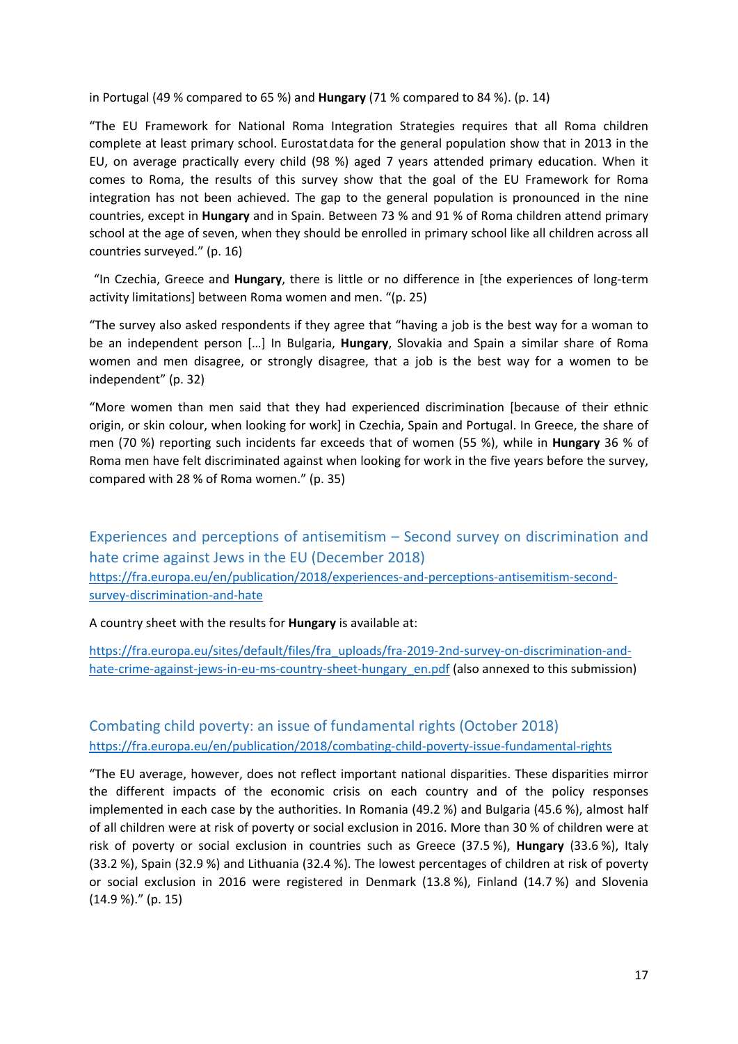in Portugal (49 % compared to 65 %) and **Hungary** (71 % compared to 84 %). (p. 14)

"The EU Framework for National Roma Integration Strategies requires that all Roma children complete at least primary school. Eurostat data for the general population show that in 2013 in the EU, on average practically every child (98 %) aged 7 years attended primary education. When it comes to Roma, the results of this survey show that the goal of the EU Framework for Roma integration has not been achieved. The gap to the general population is pronounced in the nine countries, except in **Hungary** and in Spain. Between 73 % and 91 % of Roma children attend primary school at the age of seven, when they should be enrolled in primary school like all children across all countries surveyed." (p. 16)

"In Czechia, Greece and **Hungary**, there is little or no difference in [the experiences of long-term activity limitations] between Roma women and men. "(p. 25)

"The survey also asked respondents if they agree that "having a job is the best way for a woman to be an independent person […] In Bulgaria, **Hungary**, Slovakia and Spain a similar share of Roma women and men disagree, or strongly disagree, that a job is the best way for a women to be independent" (p. 32)

"More women than men said that they had experienced discrimination [because of their ethnic origin, or skin colour, when looking for work] in Czechia, Spain and Portugal. In Greece, the share of men (70 %) reporting such incidents far exceeds that of women (55 %), while in **Hungary** 36 % of Roma men have felt discriminated against when looking for work in the five years before the survey, compared with 28 % of Roma women." (p. 35)

## Experiences and perceptions of antisemitism – Second survey on discrimination and hate crime against Jews in the EU (December 2018)

https://fra.europa.eu/en/publication/2018/experiences-and-perceptions-antisemitism-second-survey-discrimination-and-hate

A country sheet with the results for **Hungary** is available at:

https://fra.europa.eu/sites/default/files/fra_uploads/fra-2019-2nd-survey-on-discrimination-and-hate-crime-against-jews-in-eu-ms-country-sheet-hungary_en.pdf (also annexed to this submission)

## Combating child poverty: an issue of fundamental rights (October 2018)

https://fra.europa.eu/en/publication/2018/combating-child-poverty-issue-fundamental-rights

"The EU average, however, does not reflect important national disparities. These disparities mirror the different impacts of the economic crisis on each country and of the policy responses implemented in each case by the authorities. In Romania (49.2 %) and Bulgaria (45.6 %), almost half of all children were at risk of poverty or social exclusion in 2016. More than 30 % of children were at risk of poverty or social exclusion in countries such as Greece (37.5 %), **Hungary** (33.6 %), Italy (33.2 %), Spain (32.9 %) and Lithuania (32.4 %). The lowest percentages of children at risk of poverty or social exclusion in 2016 were registered in Denmark (13.8 %), Finland (14.7 %) and Slovenia (14.9 %)." (p. 15)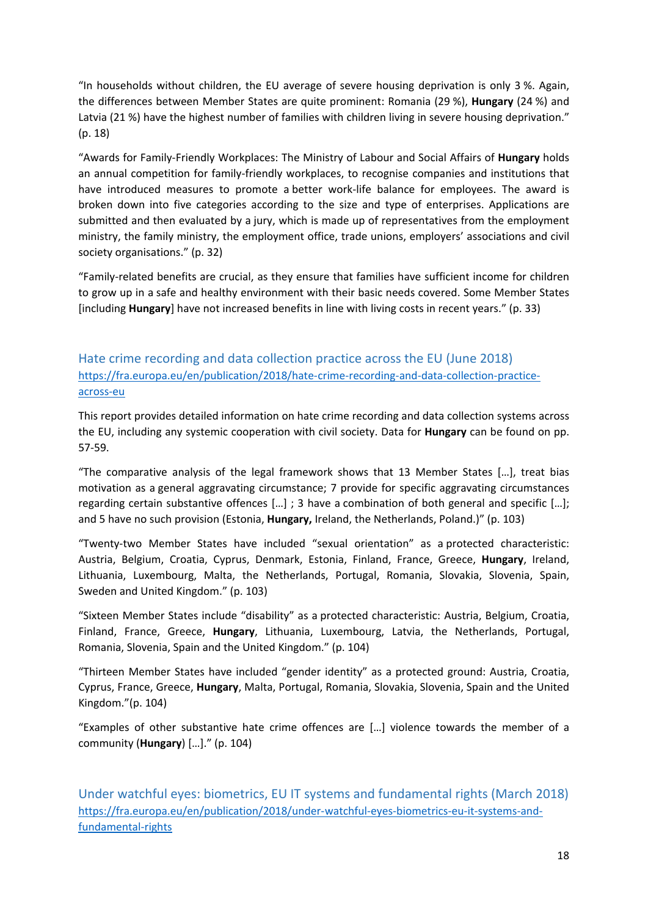"In households without children, the EU average of severe housing deprivation is only 3 %. Again, the differences between Member States are quite prominent: Romania (29 %), **Hungary** (24 %) and Latvia (21 %) have the highest number of families with children living in severe housing deprivation." (p. 18)

"Awards for Family-Friendly Workplaces: The Ministry of Labour and Social Affairs of **Hungary** holds an annual competition for family-friendly workplaces, to recognise companies and institutions that have introduced measures to promote a better work-life balance for employees. The award is broken down into five categories according to the size and type of enterprises. Applications are submitted and then evaluated by a jury, which is made up of representatives from the employment ministry, the family ministry, the employment office, trade unions, employers' associations and civil society organisations." (p. 32)

"Family-related benefits are crucial, as they ensure that families have sufficient income for children to grow up in a safe and healthy environment with their basic needs covered. Some Member States [including **Hungary**] have not increased benefits in line with living costs in recent years." (p. 33)

## Hate crime recording and data collection practice across the EU (June 2018)

https://fra.europa.eu/en/publication/2018/hate-crime-recording-and-data-collection-practice-across-eu

This report provides detailed information on hate crime recording and data collection systems across the EU, including any systemic cooperation with civil society. Data for **Hungary** can be found on pp. 57-59.

"The comparative analysis of the legal framework shows that 13 Member States […], treat bias motivation as a general aggravating circumstance; 7 provide for specific aggravating circumstances regarding certain substantive offences […] ; 3 have a combination of both general and specific […]; and 5 have no such provision (Estonia, **Hungary,** Ireland, the Netherlands, Poland.)" (p. 103)

"Twenty-two Member States have included "sexual orientation" as a protected characteristic: Austria, Belgium, Croatia, Cyprus, Denmark, Estonia, Finland, France, Greece, **Hungary**, Ireland, Lithuania, Luxembourg, Malta, the Netherlands, Portugal, Romania, Slovakia, Slovenia, Spain, Sweden and United Kingdom." (p. 103)

"Sixteen Member States include "disability" as a protected characteristic: Austria, Belgium, Croatia, Finland, France, Greece, **Hungary**, Lithuania, Luxembourg, Latvia, the Netherlands, Portugal, Romania, Slovenia, Spain and the United Kingdom." (p. 104)

"Thirteen Member States have included "gender identity" as a protected ground: Austria, Croatia, Cyprus, France, Greece, **Hungary**, Malta, Portugal, Romania, Slovakia, Slovenia, Spain and the United Kingdom."(p. 104)

"Examples of other substantive hate crime offences are […] violence towards the member of a community (**Hungary**) […]." (p. 104)

## Under watchful eyes: biometrics, EU IT systems and fundamental rights (March 2018)

https://fra.europa.eu/en/publication/2018/under-watchful-eyes-biometrics-eu-it-systems-and-fundamental-rights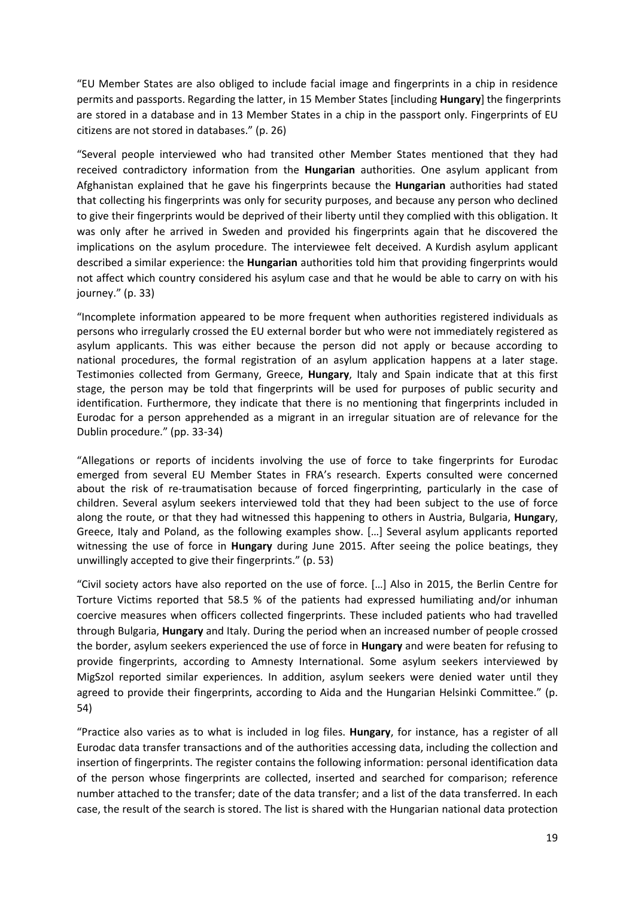"EU Member States are also obliged to include facial image and fingerprints in a chip in residence permits and passports. Regarding the latter, in 15 Member States [including **Hungary**] the fingerprints are stored in a database and in 13 Member States in a chip in the passport only. Fingerprints of EU citizens are not stored in databases." (p. 26)

"Several people interviewed who had transited other Member States mentioned that they had received contradictory information from the **Hungarian** authorities. One asylum applicant from Afghanistan explained that he gave his fingerprints because the **Hungarian** authorities had stated that collecting his fingerprints was only for security purposes, and because any person who declined to give their fingerprints would be deprived of their liberty until they complied with this obligation. It was only after he arrived in Sweden and provided his fingerprints again that he discovered the implications on the asylum procedure. The interviewee felt deceived. A Kurdish asylum applicant described a similar experience: the **Hungarian** authorities told him that providing fingerprints would not affect which country considered his asylum case and that he would be able to carry on with his journey." (p. 33)

"Incomplete information appeared to be more frequent when authorities registered individuals as persons who irregularly crossed the EU external border but who were not immediately registered as asylum applicants. This was either because the person did not apply or because according to national procedures, the formal registration of an asylum application happens at a later stage. Testimonies collected from Germany, Greece, **Hungary**, Italy and Spain indicate that at this first stage, the person may be told that fingerprints will be used for purposes of public security and identification. Furthermore, they indicate that there is no mentioning that fingerprints included in Eurodac for a person apprehended as a migrant in an irregular situation are of relevance for the Dublin procedure." (pp. 33-34)

"Allegations or reports of incidents involving the use of force to take fingerprints for Eurodac emerged from several EU Member States in FRA's research. Experts consulted were concerned about the risk of re-traumatisation because of forced fingerprinting, particularly in the case of children. Several asylum seekers interviewed told that they had been subject to the use of force along the route, or that they had witnessed this happening to others in Austria, Bulgaria, **Hungar**y, Greece, Italy and Poland, as the following examples show. […] Several asylum applicants reported witnessing the use of force in **Hungary** during June 2015. After seeing the police beatings, they unwillingly accepted to give their fingerprints." (p. 53)

"Civil society actors have also reported on the use of force. […] Also in 2015, the Berlin Centre for Torture Victims reported that 58.5 % of the patients had expressed humiliating and/or inhuman coercive measures when officers collected fingerprints. These included patients who had travelled through Bulgaria, **Hungary** and Italy. During the period when an increased number of people crossed the border, asylum seekers experienced the use of force in **Hungary** and were beaten for refusing to provide fingerprints, according to Amnesty International. Some asylum seekers interviewed by MigSzol reported similar experiences. In addition, asylum seekers were denied water until they agreed to provide their fingerprints, according to Aida and the Hungarian Helsinki Committee." (p. 54)

"Practice also varies as to what is included in log files. **Hungary**, for instance, has a register of all Eurodac data transfer transactions and of the authorities accessing data, including the collection and insertion of fingerprints. The register contains the following information: personal identification data of the person whose fingerprints are collected, inserted and searched for comparison; reference number attached to the transfer; date of the data transfer; and a list of the data transferred. In each case, the result of the search is stored. The list is shared with the Hungarian national data protection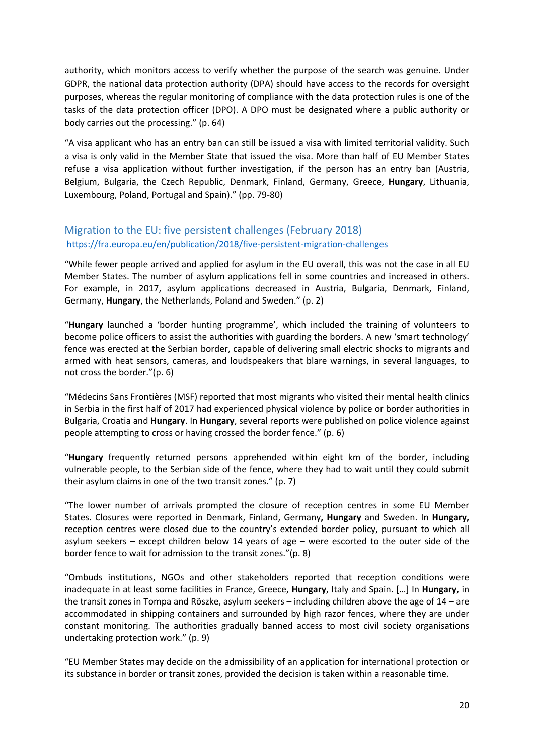authority, which monitors access to verify whether the purpose of the search was genuine. Under GDPR, the national data protection authority (DPA) should have access to the records for oversight purposes, whereas the regular monitoring of compliance with the data protection rules is one of the tasks of the data protection officer (DPO). A DPO must be designated where a public authority or body carries out the processing." (p. 64)

"A visa applicant who has an entry ban can still be issued a visa with limited territorial validity. Such a visa is only valid in the Member State that issued the visa. More than half of EU Member States refuse a visa application without further investigation, if the person has an entry ban (Austria, Belgium, Bulgaria, the Czech Republic, Denmark, Finland, Germany, Greece, **Hungary**, Lithuania, Luxembourg, Poland, Portugal and Spain)." (pp. 79-80)

## Migration to the EU: five persistent challenges (February 2018)

https://fra.europa.eu/en/publication/2018/five-persistent-migration-challenges

"While fewer people arrived and applied for asylum in the EU overall, this was not the case in all EU Member States. The number of asylum applications fell in some countries and increased in others. For example, in 2017, asylum applications decreased in Austria, Bulgaria, Denmark, Finland, Germany, **Hungary**, the Netherlands, Poland and Sweden." (p. 2)

"**Hungary** launched a 'border hunting programme', which included the training of volunteers to become police officers to assist the authorities with guarding the borders. A new 'smart technology' fence was erected at the Serbian border, capable of delivering small electric shocks to migrants and armed with heat sensors, cameras, and loudspeakers that blare warnings, in several languages, to not cross the border."(p. 6)

"Médecins Sans Frontières (MSF) reported that most migrants who visited their mental health clinics in Serbia in the first half of 2017 had experienced physical violence by police or border authorities in Bulgaria, Croatia and **Hungary**. In **Hungary**, several reports were published on police violence against people attempting to cross or having crossed the border fence." (p. 6)

"**Hungary** frequently returned persons apprehended within eight km of the border, including vulnerable people, to the Serbian side of the fence, where they had to wait until they could submit their asylum claims in one of the two transit zones." (p. 7)

"The lower number of arrivals prompted the closure of reception centres in some EU Member States. Closures were reported in Denmark, Finland, Germany**,** **Hungary** and Sweden. In **Hungary,** reception centres were closed due to the country's extended border policy, pursuant to which all asylum seekers – except children below 14 years of age – were escorted to the outer side of the border fence to wait for admission to the transit zones."(p. 8)

"Ombuds institutions, NGOs and other stakeholders reported that reception conditions were inadequate in at least some facilities in France, Greece, **Hungary**, Italy and Spain. [...] In **Hungary**, in the transit zones in Tompa and Röszke, asylum seekers – including children above the age of 14 – are accommodated in shipping containers and surrounded by high razor fences, where they are under constant monitoring. The authorities gradually banned access to most civil society organisations undertaking protection work." (p. 9)

"EU Member States may decide on the admissibility of an application for international protection or its substance in border or transit zones, provided the decision is taken within a reasonable time.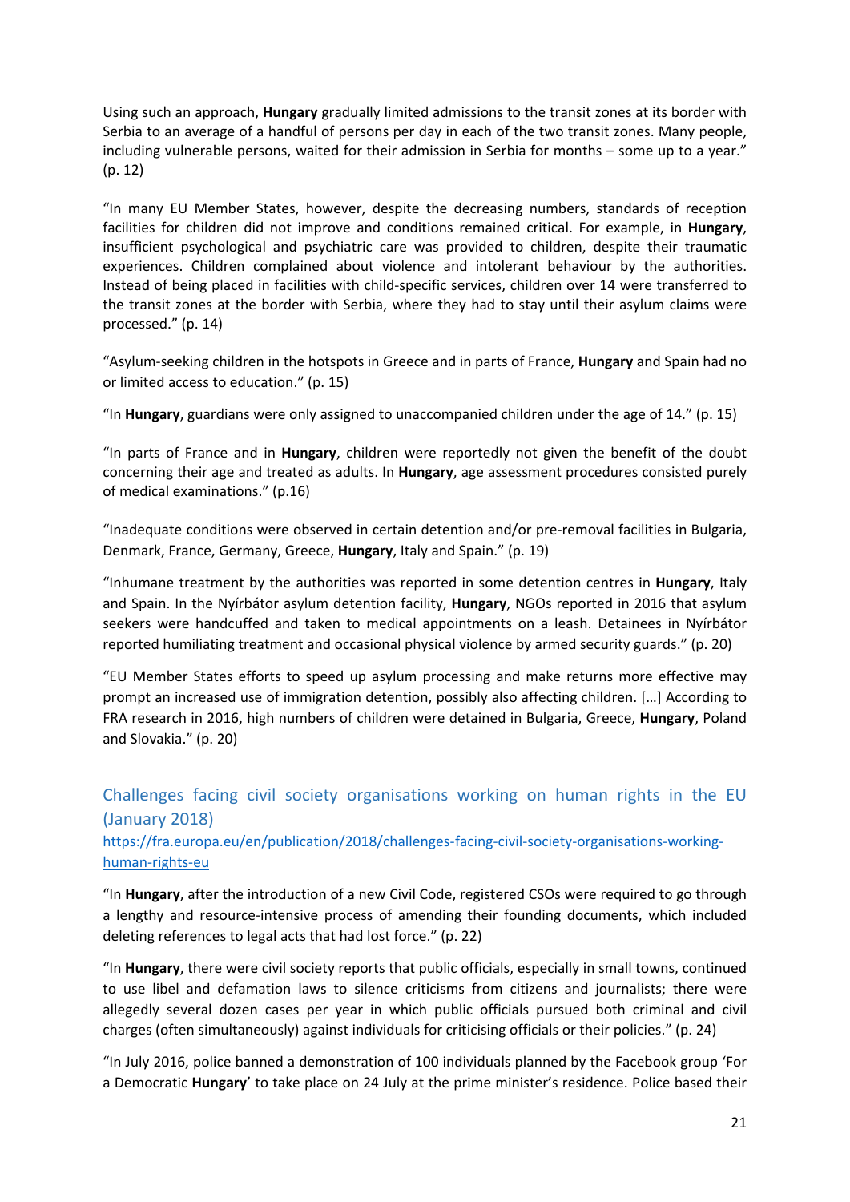Using such an approach, **Hungary** gradually limited admissions to the transit zones at its border with Serbia to an average of a handful of persons per day in each of the two transit zones. Many people, including vulnerable persons, waited for their admission in Serbia for months – some up to a year." (p. 12)

"In many EU Member States, however, despite the decreasing numbers, standards of reception facilities for children did not improve and conditions remained critical. For example, in **Hungary**, insufficient psychological and psychiatric care was provided to children, despite their traumatic experiences. Children complained about violence and intolerant behaviour by the authorities. Instead of being placed in facilities with child-specific services, children over 14 were transferred to the transit zones at the border with Serbia, where they had to stay until their asylum claims were processed." (p. 14)

"Asylum-seeking children in the hotspots in Greece and in parts of France, **Hungary** and Spain had no or limited access to education." (p. 15)

"In **Hungary**, guardians were only assigned to unaccompanied children under the age of 14." (p. 15)

"In parts of France and in **Hungary**, children were reportedly not given the benefit of the doubt concerning their age and treated as adults. In **Hungary**, age assessment procedures consisted purely of medical examinations." (p.16)

"Inadequate conditions were observed in certain detention and/or pre-removal facilities in Bulgaria, Denmark, France, Germany, Greece, **Hungary**, Italy and Spain." (p. 19)

"Inhumane treatment by the authorities was reported in some detention centres in **Hungary**, Italy and Spain. In the Nyírbátor asylum detention facility, **Hungary**, NGOs reported in 2016 that asylum seekers were handcuffed and taken to medical appointments on a leash. Detainees in Nyírbátor reported humiliating treatment and occasional physical violence by armed security guards." (p. 20)

"EU Member States efforts to speed up asylum processing and make returns more effective may prompt an increased use of immigration detention, possibly also affecting children. […] According to FRA research in 2016, high numbers of children were detained in Bulgaria, Greece, **Hungary**, Poland and Slovakia." (p. 20)

## Challenges facing civil society organisations working on human rights in the EU (January 2018)

https://fra.europa.eu/en/publication/2018/challenges-facing-civil-society-organisations-working-human-rights-eu

"In **Hungary**, after the introduction of a new Civil Code, registered CSOs were required to go through a lengthy and resource-intensive process of amending their founding documents, which included deleting references to legal acts that had lost force." (p. 22)

"In **Hungary**, there were civil society reports that public officials, especially in small towns, continued to use libel and defamation laws to silence criticisms from citizens and journalists; there were allegedly several dozen cases per year in which public officials pursued both criminal and civil charges (often simultaneously) against individuals for criticising officials or their policies." (p. 24)

"In July 2016, police banned a demonstration of 100 individuals planned by the Facebook group 'For a Democratic **Hungary**' to take place on 24 July at the prime minister's residence. Police based their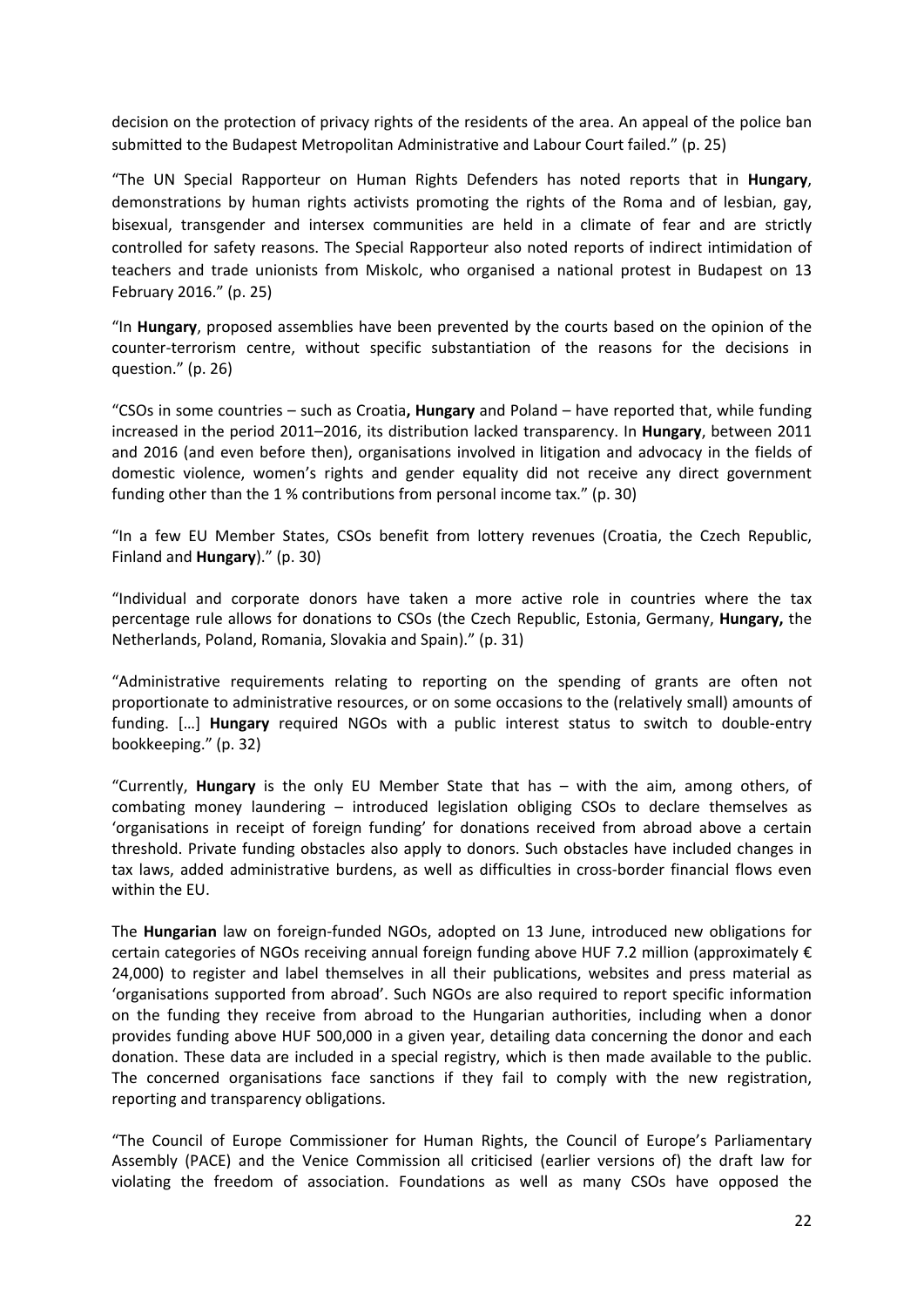decision on the protection of privacy rights of the residents of the area. An appeal of the police ban submitted to the Budapest Metropolitan Administrative and Labour Court failed." (p. 25)

"The UN Special Rapporteur on Human Rights Defenders has noted reports that in **Hungary**, demonstrations by human rights activists promoting the rights of the Roma and of lesbian, gay, bisexual, transgender and intersex communities are held in a climate of fear and are strictly controlled for safety reasons. The Special Rapporteur also noted reports of indirect intimidation of teachers and trade unionists from Miskolc, who organised a national protest in Budapest on 13 February 2016." (p. 25)

"In **Hungary**, proposed assemblies have been prevented by the courts based on the opinion of the counter-terrorism centre, without specific substantiation of the reasons for the decisions in question." (p. 26)

"CSOs in some countries – such as Croatia**, Hungary** and Poland – have reported that, while funding increased in the period 2011–2016, its distribution lacked transparency. In **Hungary**, between 2011 and 2016 (and even before then), organisations involved in litigation and advocacy in the fields of domestic violence, women's rights and gender equality did not receive any direct government funding other than the 1 % contributions from personal income tax." (p. 30)

"In a few EU Member States, CSOs benefit from lottery revenues (Croatia, the Czech Republic, Finland and **Hungary**)." (p. 30)

"Individual and corporate donors have taken a more active role in countries where the tax percentage rule allows for donations to CSOs (the Czech Republic, Estonia, Germany, **Hungary,** the Netherlands, Poland, Romania, Slovakia and Spain)." (p. 31)

"Administrative requirements relating to reporting on the spending of grants are often not proportionate to administrative resources, or on some occasions to the (relatively small) amounts of funding. […] **Hungary** required NGOs with a public interest status to switch to double-entry bookkeeping." (p. 32)

"Currently, **Hungary** is the only EU Member State that has – with the aim, among others, of combating money laundering – introduced legislation obliging CSOs to declare themselves as 'organisations in receipt of foreign funding' for donations received from abroad above a certain threshold. Private funding obstacles also apply to donors. Such obstacles have included changes in tax laws, added administrative burdens, as well as difficulties in cross-border financial flows even within the EU.

The **Hungarian** law on foreign-funded NGOs, adopted on 13 June, introduced new obligations for certain categories of NGOs receiving annual foreign funding above HUF 7.2 million (approximately € 24,000) to register and label themselves in all their publications, websites and press material as 'organisations supported from abroad'. Such NGOs are also required to report specific information on the funding they receive from abroad to the Hungarian authorities, including when a donor provides funding above HUF 500,000 in a given year, detailing data concerning the donor and each donation. These data are included in a special registry, which is then made available to the public. The concerned organisations face sanctions if they fail to comply with the new registration, reporting and transparency obligations.

"The Council of Europe Commissioner for Human Rights, the Council of Europe's Parliamentary Assembly (PACE) and the Venice Commission all criticised (earlier versions of) the draft law for violating the freedom of association. Foundations as well as many CSOs have opposed the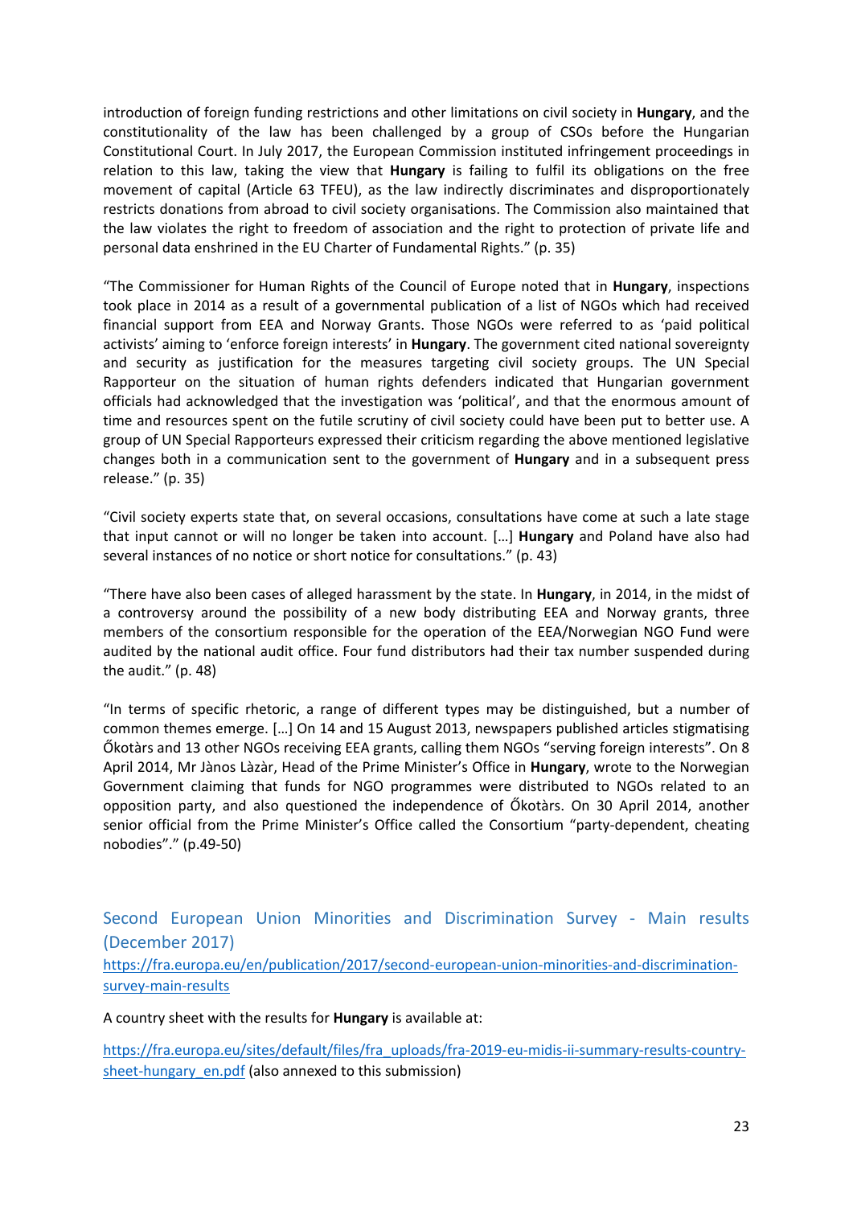introduction of foreign funding restrictions and other limitations on civil society in **Hungary**, and the constitutionality of the law has been challenged by a group of CSOs before the Hungarian Constitutional Court. In July 2017, the European Commission instituted infringement proceedings in relation to this law, taking the view that **Hungary** is failing to fulfil its obligations on the free movement of capital (Article 63 TFEU), as the law indirectly discriminates and disproportionately restricts donations from abroad to civil society organisations. The Commission also maintained that the law violates the right to freedom of association and the right to protection of private life and personal data enshrined in the EU Charter of Fundamental Rights." (p. 35)

"The Commissioner for Human Rights of the Council of Europe noted that in **Hungary**, inspections took place in 2014 as a result of a governmental publication of a list of NGOs which had received financial support from EEA and Norway Grants. Those NGOs were referred to as 'paid political activists' aiming to 'enforce foreign interests' in **Hungary**. The government cited national sovereignty and security as justification for the measures targeting civil society groups. The UN Special Rapporteur on the situation of human rights defenders indicated that Hungarian government officials had acknowledged that the investigation was 'political', and that the enormous amount of time and resources spent on the futile scrutiny of civil society could have been put to better use. A group of UN Special Rapporteurs expressed their criticism regarding the above mentioned legislative changes both in a communication sent to the government of **Hungary** and in a subsequent press release." (p. 35)

"Civil society experts state that, on several occasions, consultations have come at such a late stage that input cannot or will no longer be taken into account. […] **Hungary** and Poland have also had several instances of no notice or short notice for consultations." (p. 43)

"There have also been cases of alleged harassment by the state. In **Hungary**, in 2014, in the midst of a controversy around the possibility of a new body distributing EEA and Norway grants, three members of the consortium responsible for the operation of the EEA/Norwegian NGO Fund were audited by the national audit office. Four fund distributors had their tax number suspended during the audit." (p. 48)

"In terms of specific rhetoric, a range of different types may be distinguished, but a number of common themes emerge. […] On 14 and 15 August 2013, newspapers published articles stigmatising Ökotàrs and 13 other NGOs receiving EEA grants, calling them NGOs "serving foreign interests". On 8 April 2014, Mr Jànos Làzàr, Head of the Prime Minister's Office in **Hungary**, wrote to the Norwegian Government claiming that funds for NGO programmes were distributed to NGOs related to an opposition party, and also questioned the independence of Ökotàrs. On 30 April 2014, another senior official from the Prime Minister's Office called the Consortium "party-dependent, cheating nobodies"." (p.49-50)

## Second European Union Minorities and Discrimination Survey - Main results (December 2017)

https://fra.europa.eu/en/publication/2017/second-european-union-minorities-and-discrimination-survey-main-results

A country sheet with the results for **Hungary** is available at:

https://fra.europa.eu/sites/default/files/fra_uploads/fra-2019-eu-midis-ii-summary-results-country-sheet-hungary_en.pdf (also annexed to this submission)